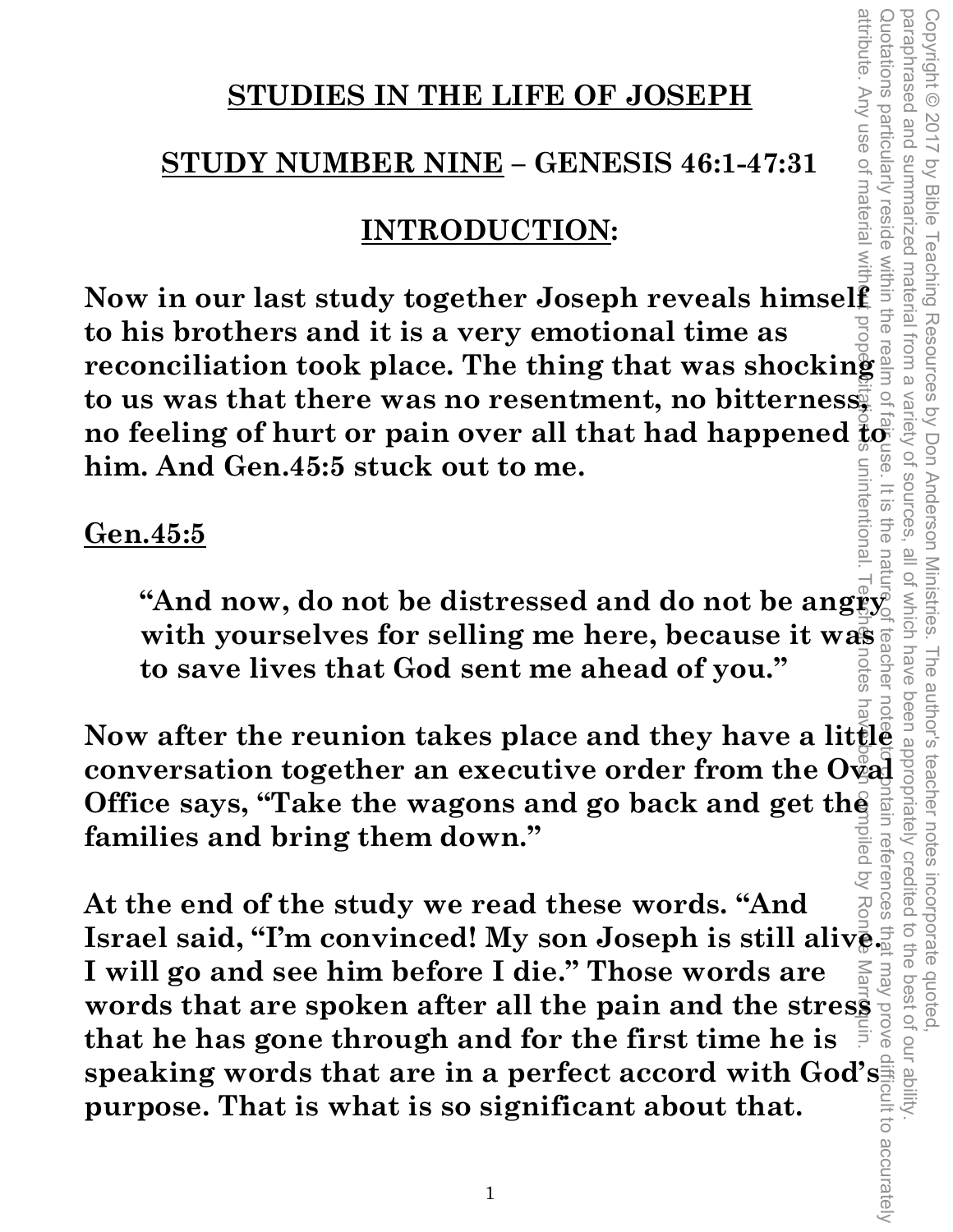# STUDIES IN THE LIFE OF JOSEPH

## STUDY NUMBER NINE – GENESIS 46:1-47:31

## INTRODUCTION:

**Now in our last study together Joseph reveals himself to his brothers and it is a very emotional time as reconciliation took place. The thing that was shocking to us was that there was no resentment, no bitterness, no feeling of hurt or pain over all that had happened to him. And Gen.45:5 stuck out to me.**

**Gen.45:5**

> **"And now, do not be distressed and do not be angry with yourselves for selling me here, because it was to save lives that God sent me ahead of you."**

**Now after the reunion takes place and they have a little conversation together an executive order from the Oval Office says, "Take the wagons and go back and get the families and bring them down."**

**At the end of the study we read these words. "And Israel said, "I'm convinced! My son Joseph is still alive. I will go and see him before I die." Those words are words that are spoken after all the pain and the stress that he has gone through and for the first time he is speaking words that are in a perfect accord with God's purpose. That is what is so significant about that.**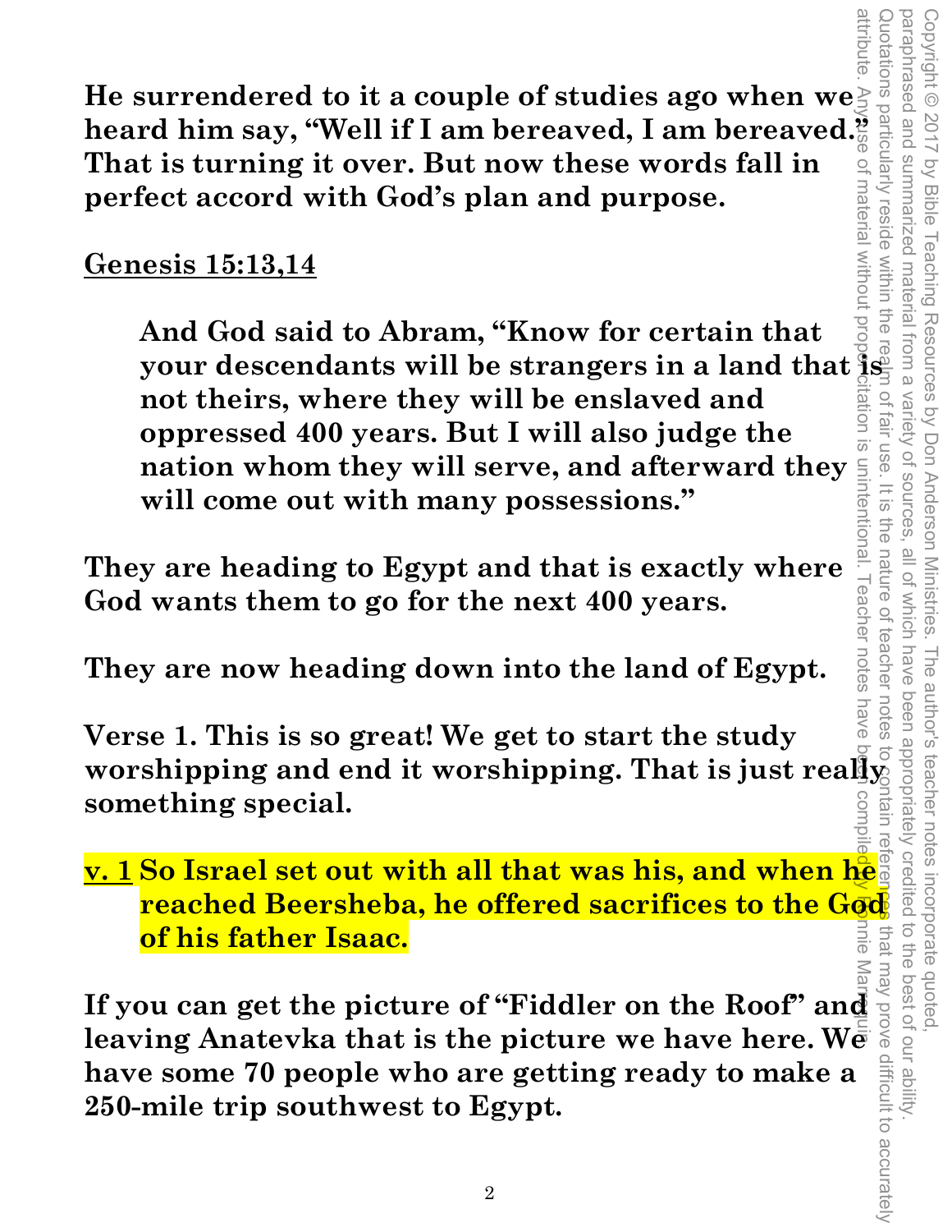**He surrendered to it a couple of studies ago when we heard him say, "Well if I am bereaved, I am bereaved." That is turning it over. But now these words fall in perfect accord with God's plan and purpose.**

**Genesis 15:13,14**

> **And God said to Abram, "Know for certain that your descendants will be strangers in a land that is not theirs, where they will be enslaved and oppressed 400 years. But I will also judge the nation whom they will serve, and afterward they will come out with many possessions."**

**They are heading to Egypt and that is exactly where God wants them to go for the next 400 years.**

**They are now heading down into the land of Egypt.**

**Verse 1. This is so great! We get to start the study worshipping and end it worshipping. That is just really something special.**

**v. 1 So Israel set out with all that was his, and when he reached Beersheba, he offered sacrifices to the God of his father Isaac.**

**If you can get the picture of "Fiddler on the Roof" and leaving Anatevka that is the picture we have here. We have some 70 people who are getting ready to make a 250-mile trip southwest to Egypt.**

Copyright © 2017 by Bible Teaching Resources by Don Anderson Ministries. The author's teacher notes incorporate quoted, paraphrased and summarized material from a variety of sources, all of which have been appropriately credited to the best of our ability. Quotations particularly reside within the realm of fair use. It is the nature of teacher notes to contain references that may prove difficult to accurately attribute. Any use of material without proper citation is unintentional. Teacher notes have been compiled by Ronnie Marroquin.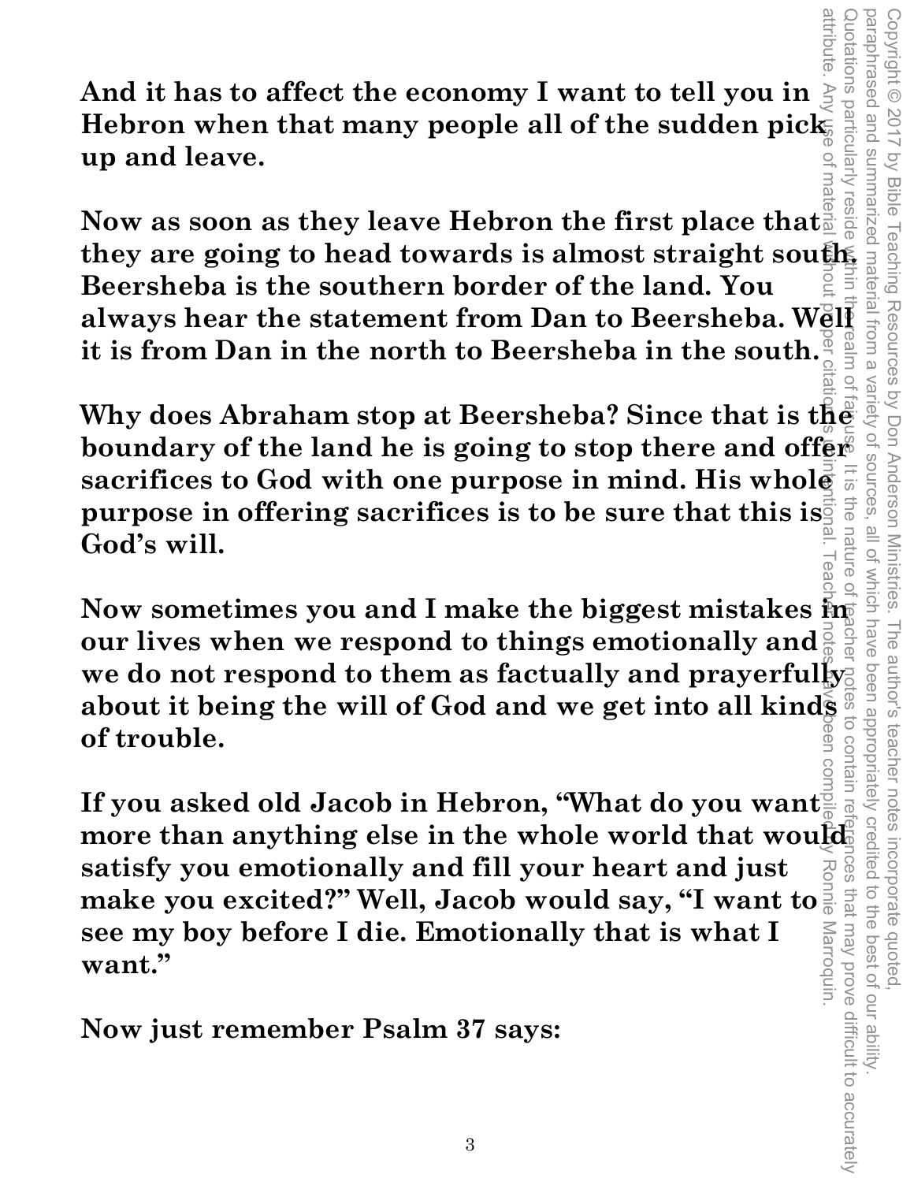**And it has to affect the economy I want to tell you in Hebron when that many people all of the sudden pick up and leave.**

**Now as soon as they leave Hebron the first place that they are going to head towards is almost straight south. Beersheba is the southern border of the land. You always hear the statement from Dan to Beersheba. Well it is from Dan in the north to Beersheba in the south.**

**Why does Abraham stop at Beersheba? Since that is the boundary of the land he is going to stop there and offer sacrifices to God with one purpose in mind. His whole purpose in offering sacrifices is to be sure that this is God's will.**

**Now sometimes you and I make the biggest mistakes in our lives when we respond to things emotionally and we do not respond to them as factually and prayerfully about it being the will of God and we get into all kinds of trouble.**

**If you asked old Jacob in Hebron, "What do you want more than anything else in the whole world that would satisfy you emotionally and fill your heart and just make you excited?" Well, Jacob would say, "I want to see my boy before I die. Emotionally that is what I want."**

**Now just remember Psalm 37 says:**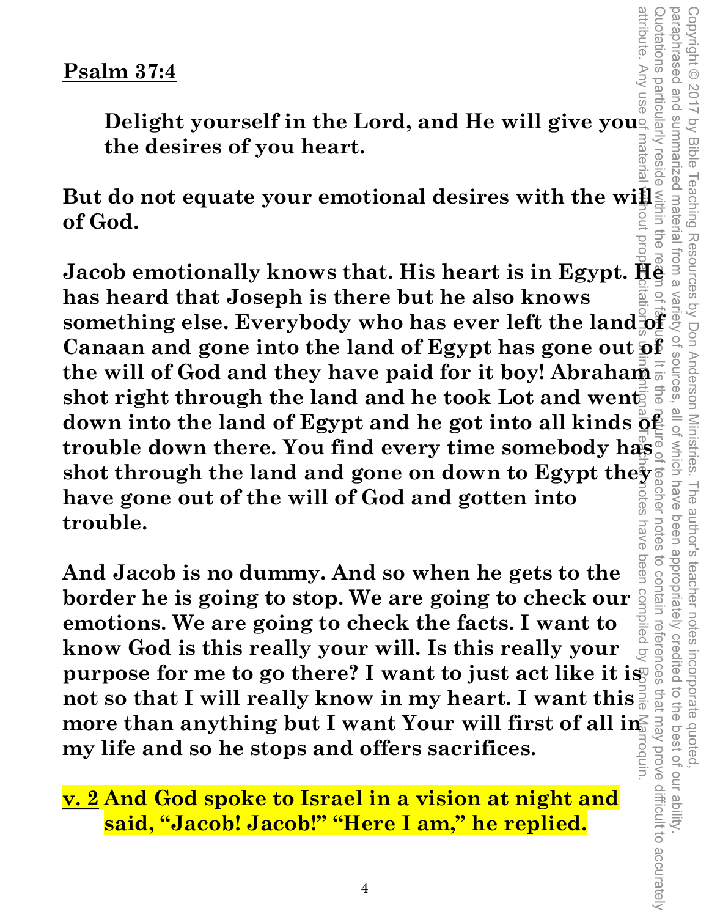**<u>Psalm 37:4</u>**

> **Delight yourself in the Lord, and He will give you the desires of you heart.**

**But do not equate your emotional desires with the will of God.**

**Jacob emotionally knows that. His heart is in Egypt. He has heard that Joseph is there but he also knows something else. Everybody who has ever left the land of Canaan and gone into the land of Egypt has gone out of the will of God and they have paid for it boy! Abraham shot right through the land and he took Lot and went down into the land of Egypt and he got into all kinds of trouble down there. You find every time somebody has shot through the land and gone on down to Egypt they have gone out of the will of God and gotten into trouble.**

**And Jacob is no dummy. And so when he gets to the border he is going to stop. We are going to check our emotions. We are going to check the facts. I want to know God is this really your will. Is this really your purpose for me to go there? I want to just act like it is not so that I will really know in my heart. I want this more than anything but I want Your will first of all in my life and so he stops and offers sacrifices.**

**<u>v. 2</u> And God spoke to Israel in a vision at night and said, "Jacob! Jacob!" "Here I am," he replied.**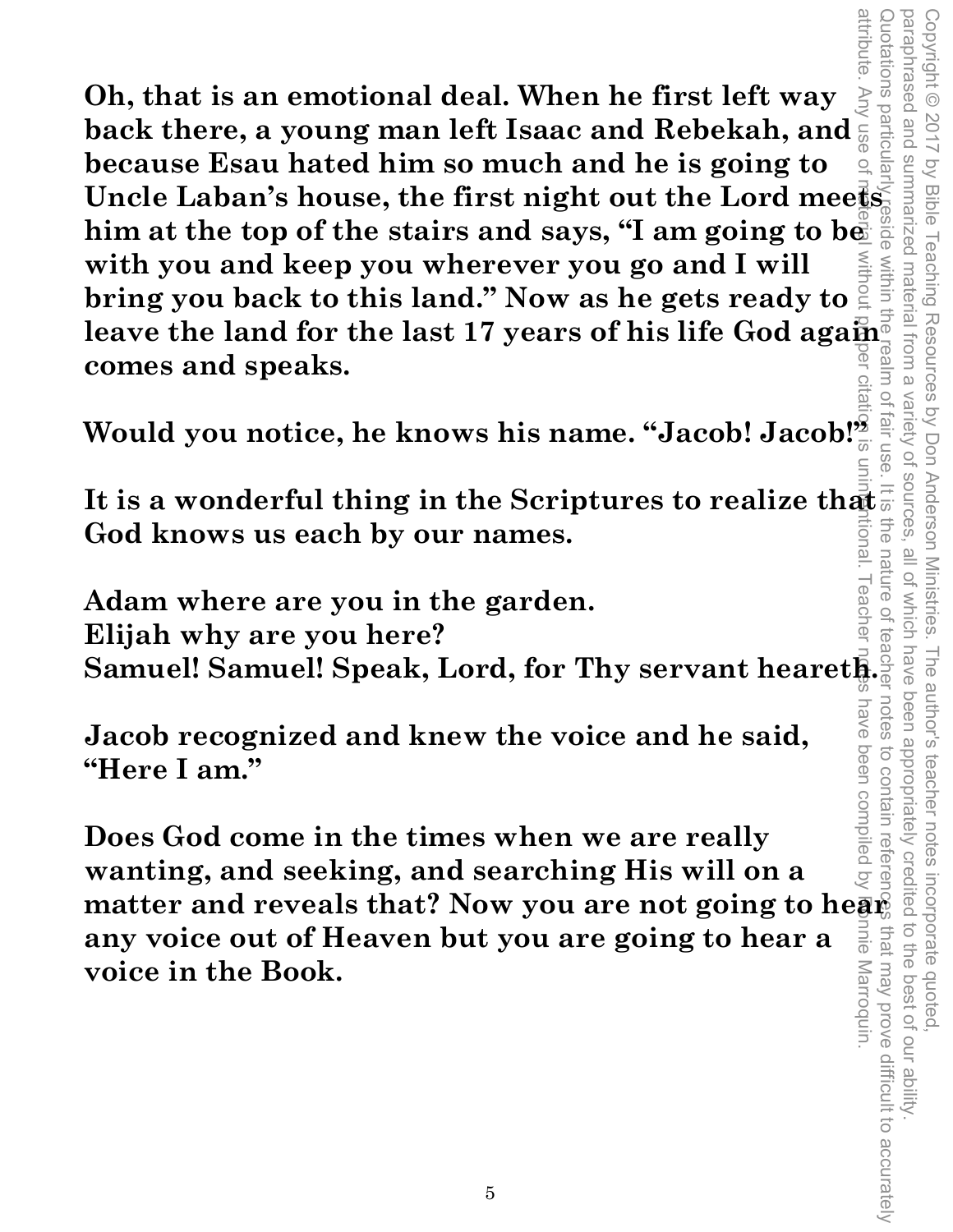**Oh, that is an emotional deal. When he first left way back there, a young man left Isaac and Rebekah, and because Esau hated him so much and he is going to Uncle Laban's house, the first night out the Lord meets him at the top of the stairs and says, "I am going to be with you and keep you wherever you go and I will bring you back to this land." Now as he gets ready to leave the land for the last 17 years of his life God again comes and speaks.**

**Would you notice, he knows his name. "Jacob! Jacob!"**

**It is a wonderful thing in the Scriptures to realize that God knows us each by our names.**

**Adam where are you in the garden.**
**Elijah why are you here?**
**Samuel! Samuel! Speak, Lord, for Thy servant heareth.**

**Jacob recognized and knew the voice and he said, "Here I am."**

**Does God come in the times when we are really wanting, and seeking, and searching His will on a matter and reveals that? Now you are not going to hear any voice out of Heaven but you are going to hear a voice in the Book.**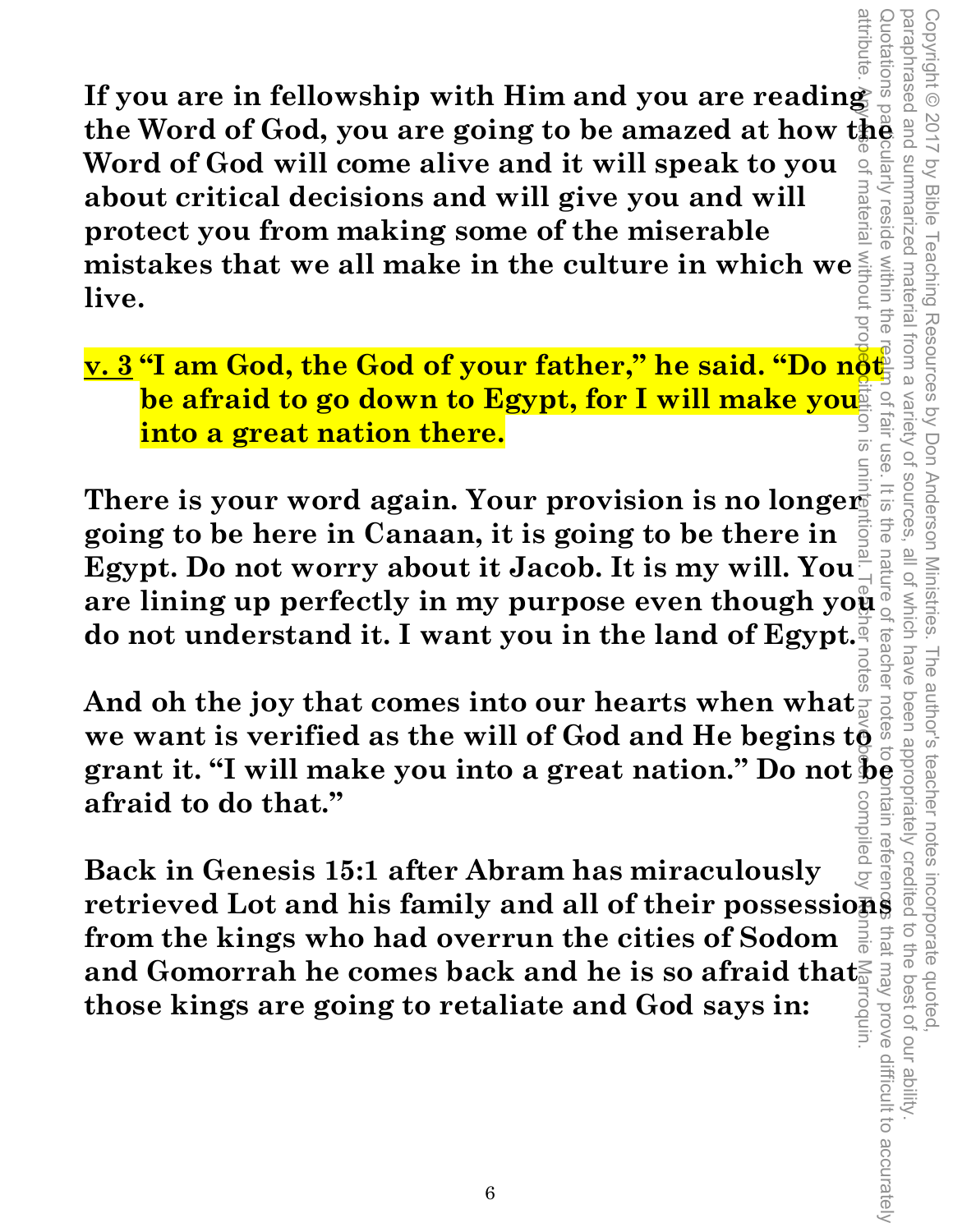**If you are in fellowship with Him and you are reading the Word of God, you are going to be amazed at how the Word of God will come alive and it will speak to you about critical decisions and will give you and will protect you from making some of the miserable mistakes that we all make in the culture in which we live.**

**v. 3 "I am God, the God of your father," he said. "Do not be afraid to go down to Egypt, for I will make you into a great nation there.**

**There is your word again. Your provision is no longer going to be here in Canaan, it is going to be there in Egypt. Do not worry about it Jacob. It is my will. You are lining up perfectly in my purpose even though you do not understand it. I want you in the land of Egypt.**

**And oh the joy that comes into our hearts when what we want is verified as the will of God and He begins to grant it. "I will make you into a great nation." Do not be afraid to do that."**

**Back in Genesis 15:1 after Abram has miraculously retrieved Lot and his family and all of their possessions from the kings who had overrun the cities of Sodom and Gomorrah he comes back and he is so afraid that those kings are going to retaliate and God says in:**

Copyright © 2017 by Bible Teaching Resources by Don Anderson Ministries. The author's teacher notes incorporate quoted, paraphrased and summarized material from a variety of sources, all of which have been appropriately credited to the best of our ability. Quotations particularly reside within the realm of fair use. It is the nature of teacher notes to contain references that may prove difficult to accurately attribute. Any use of material without proper citation is unintentional. Teacher notes have been compiled by Ronnie Marroquin.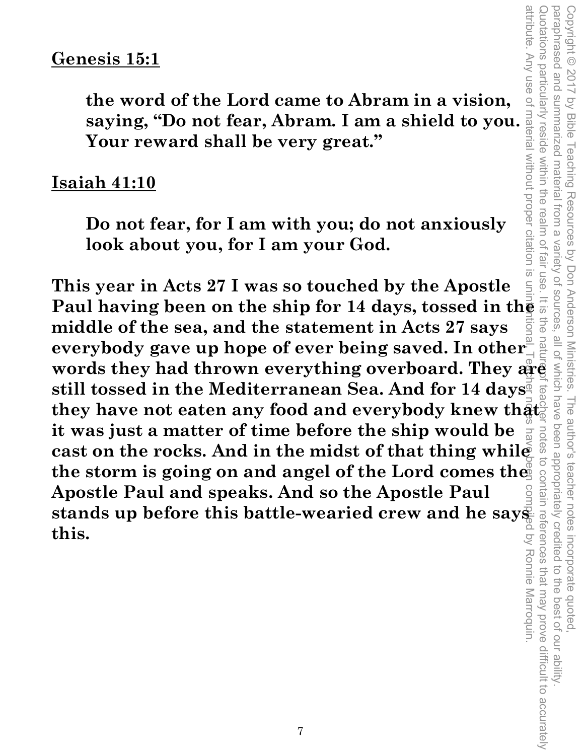**Genesis 15:1**

> **the word of the Lord came to Abram in a vision, saying, "Do not fear, Abram. I am a shield to you. Your reward shall be very great."**

**Isaiah 41:10**

> **Do not fear, for I am with you; do not anxiously look about you, for I am your God.**

**This year in Acts 27 I was so touched by the Apostle Paul having been on the ship for 14 days, tossed in the middle of the sea, and the statement in Acts 27 says everybody gave up hope of ever being saved. In other words they had thrown everything overboard. They are still tossed in the Mediterranean Sea. And for 14 days they have not eaten any food and everybody knew that it was just a matter of time before the ship would be cast on the rocks. And in the midst of that thing while the storm is going on and angel of the Lord comes the Apostle Paul and speaks. And so the Apostle Paul stands up before this battle-wearied crew and he says this.**

Copyright © 2017 by Bible Teaching Resources by Don Anderson Ministries. The author's teacher notes incorporate quoted, paraphrased and summarized material from a variety of sources, all of which have been appropriately credited to the best of our ability. Quotations particularly reside within the realm of fair use. It is the nature of teacher notes to contain references that may prove difficult to accurately attribute. Any use of material without proper citation is unintentional. Teacher notes have been compiled by Ronnie Marroquin.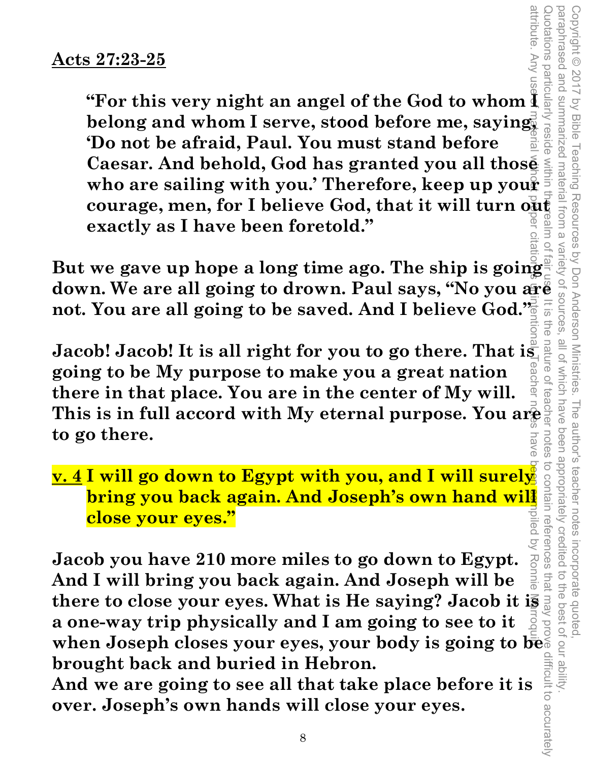**Acts 27:23-25**

> **"For this very night an angel of the God to whom I belong and whom I serve, stood before me, saying, 'Do not be afraid, Paul. You must stand before Caesar. And behold, God has granted you all those who are sailing with you.' Therefore, keep up your courage, men, for I believe God, that it will turn out exactly as I have been foretold."**

**But we gave up hope a long time ago. The ship is going down. We are all going to drown. Paul says, "No you are not. You are all going to be saved. And I believe God."**

**Jacob! Jacob! It is all right for you to go there. That is going to be My purpose to make you a great nation there in that place. You are in the center of My will. This is in full accord with My eternal purpose. You are to go there.**

**v. 4** **I will go down to Egypt with you, and I will surely bring you back again. And Joseph's own hand will close your eyes."**

**Jacob you have 210 more miles to go down to Egypt. And I will bring you back again. And Joseph will be there to close your eyes. What is He saying? Jacob it is a one-way trip physically and I am going to see to it when Joseph closes your eyes, your body is going to be brought back and buried in Hebron.**
**And we are going to see all that take place before it is over. Joseph's own hands will close your eyes.**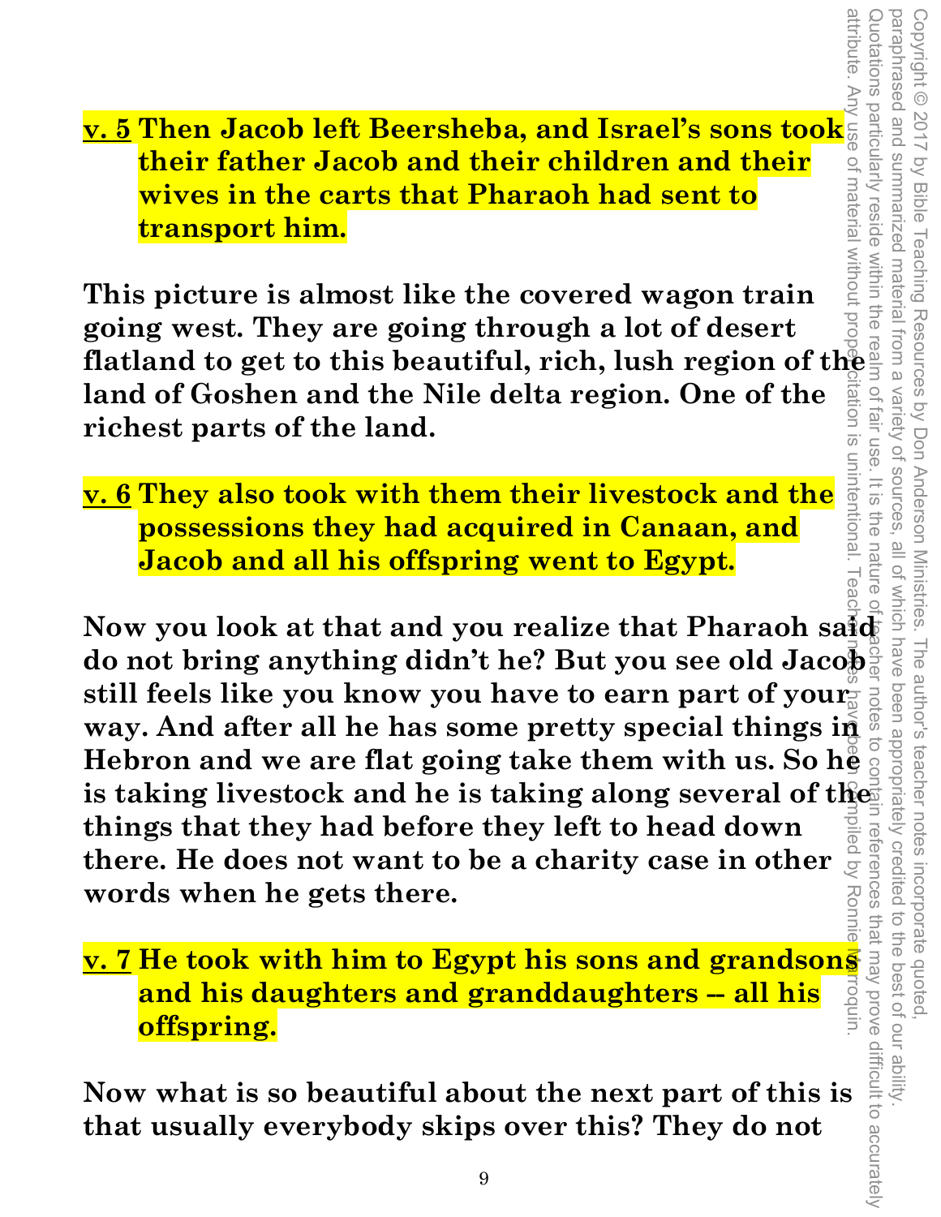**v. 5 Then Jacob left Beersheba, and Israel's sons took their father Jacob and their children and their wives in the carts that Pharaoh had sent to transport him.**

**This picture is almost like the covered wagon train going west. They are going through a lot of desert flatland to get to this beautiful, rich, lush region of the land of Goshen and the Nile delta region. One of the richest parts of the land.**

**v. 6 They also took with them their livestock and the possessions they had acquired in Canaan, and Jacob and all his offspring went to Egypt.**

**Now you look at that and you realize that Pharaoh said do not bring anything didn't he? But you see old Jacob still feels like you know you have to earn part of your way. And after all he has some pretty special things in Hebron and we are flat going take them with us. So he is taking livestock and he is taking along several of the things that they had before they left to head down there. He does not want to be a charity case in other words when he gets there.**

**v. 7 He took with him to Egypt his sons and grandsons and his daughters and granddaughters -- all his offspring.**

**Now what is so beautiful about the next part of this is that usually everybody skips over this? They do not**

Copyright © 2017 by Bible Teaching Resources by Don Anderson Ministries. The author's teacher notes incorporate quoted, paraphrased and summarized material from a variety of sources, all of which have been appropriately credited to the best of our ability. Quotations particularly reside within the realm of fair use. It is the nature of teacher notes to contain references that may prove difficult to accurately attribute. Any use of material without proper citation is unintentional. Teacher notes have been compiled by Ronnie Marroquin.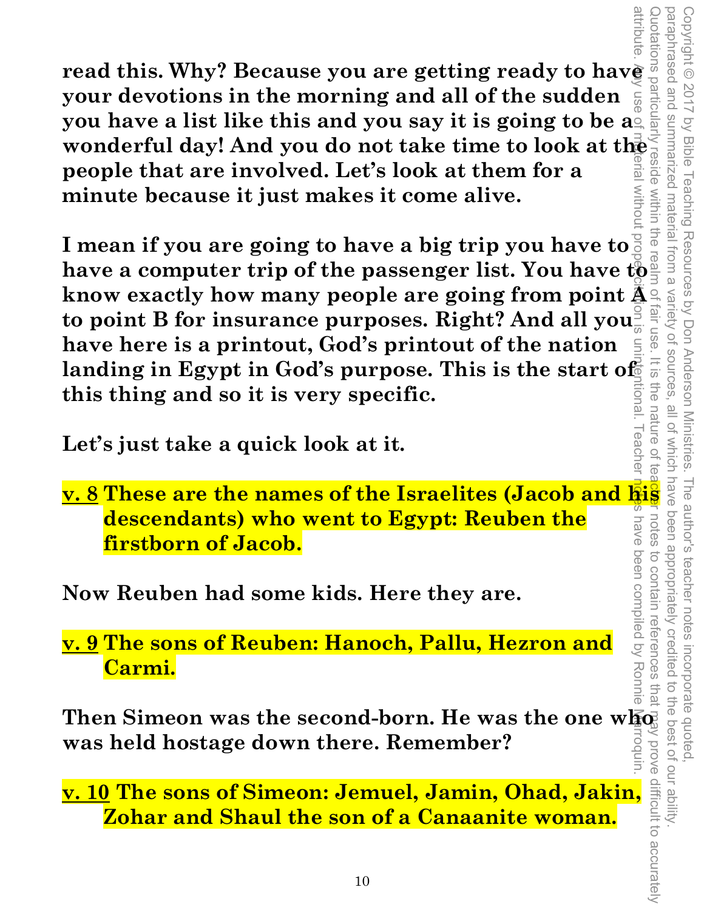**read this. Why? Because you are getting ready to have your devotions in the morning and all of the sudden you have a list like this and you say it is going to be a wonderful day! And you do not take time to look at the people that are involved. Let's look at them for a minute because it just makes it come alive.**

**I mean if you are going to have a big trip you have to have a computer trip of the passenger list. You have to know exactly how many people are going from point A to point B for insurance purposes. Right? And all you have here is a printout, God's printout of the nation landing in Egypt in God's purpose. This is the start of this thing and so it is very specific.**

**Let's just take a quick look at it.**

**<u>v. 8</u> These are the names of the Israelites (Jacob and his descendants) who went to Egypt: Reuben the firstborn of Jacob.**

**Now Reuben had some kids. Here they are.**

**<u>v. 9</u> The sons of Reuben: Hanoch, Pallu, Hezron and Carmi.**

**Then Simeon was the second-born. He was the one who was held hostage down there. Remember?**

**<u>v. 10</u> The sons of Simeon: Jemuel, Jamin, Ohad, Jakin, Zohar and Shaul the son of a Canaanite woman.**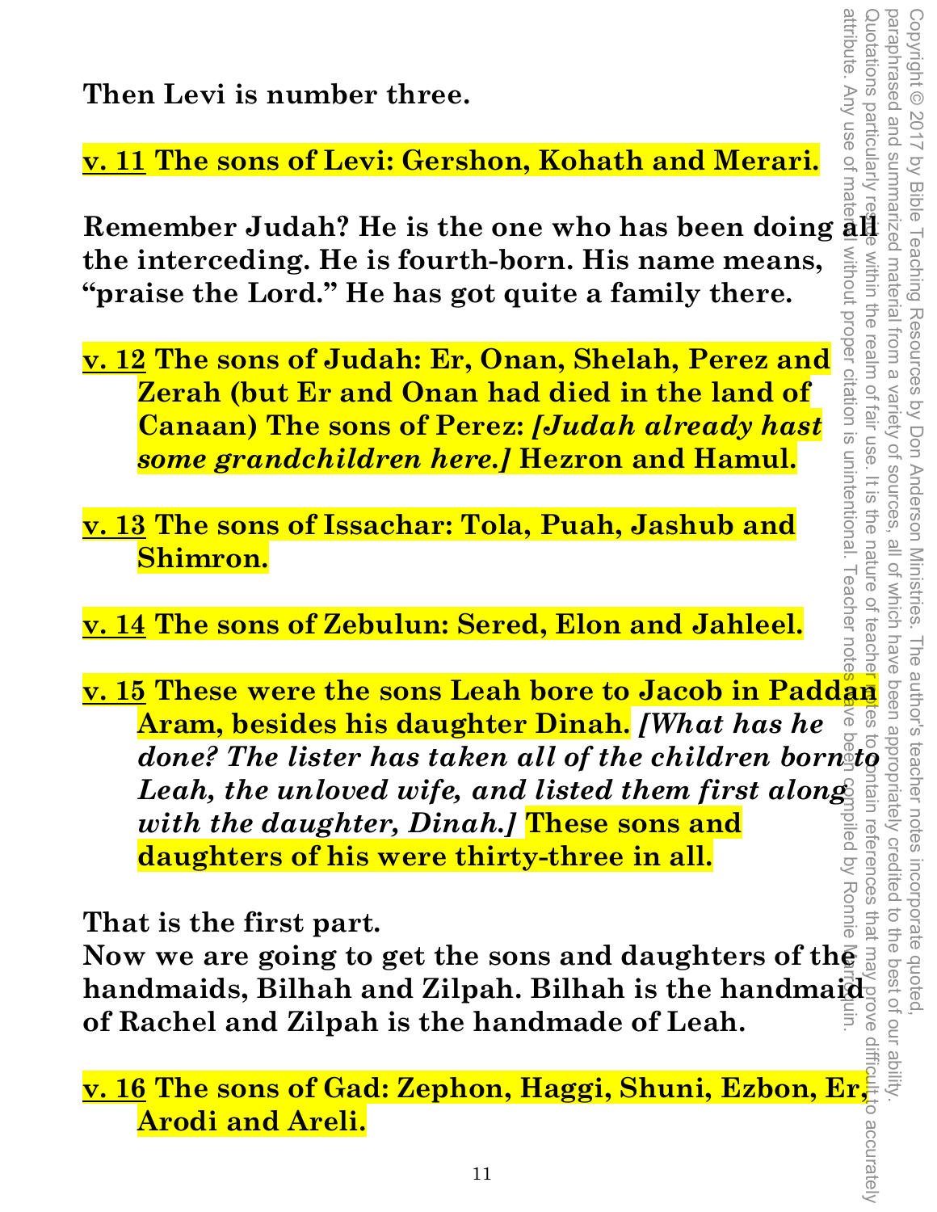**Then Levi is number three.**

**<u>v. 11</u> The sons of Levi: Gershon, Kohath and Merari.**

**Remember Judah? He is the one who has been doing all the interceding. He is fourth-born. His name means, "praise the Lord." He has got quite a family there.**

**<u>v. 12</u> The sons of Judah: Er, Onan, Shelah, Perez and Zerah (but Er and Onan had died in the land of Canaan) The sons of Perez: *[Judah already hast some grandchildren here.]* Hezron and Hamul.**

**<u>v. 13</u> The sons of Issachar: Tola, Puah, Jashub and Shimron.**

**<u>v. 14</u> The sons of Zebulun: Sered, Elon and Jahleel.**

**<u>v. 15</u> These were the sons Leah bore to Jacob in Paddan Aram, besides his daughter Dinah. *[What has he done? The lister has taken all of the children born to Leah, the unloved wife, and listed them first along with the daughter, Dinah.]* These sons and daughters of his were thirty-three in all.**

**That is the first part.**
**Now we are going to get the sons and daughters of the handmaids, Bilhah and Zilpah. Bilhah is the handmaid of Rachel and Zilpah is the handmade of Leah.**

**<u>v. 16</u> The sons of Gad: Zephon, Haggi, Shuni, Ezbon, Er, Arodi and Areli.**

Copyright © 2017 by Bible Teaching Resources by Don Anderson Ministries. The author's teacher notes incorporate quoted, paraphrased and summarized material from a variety of sources, all of which have been appropriately credited to the best of our ability. Quotations particularly reside within the realm of fair use. It is the nature of teacher notes to contain references that may prove difficult to accurately attribute. Any use of material without proper citation is unintentional. Teacher notes have been compiled by Ronnie Marroquin.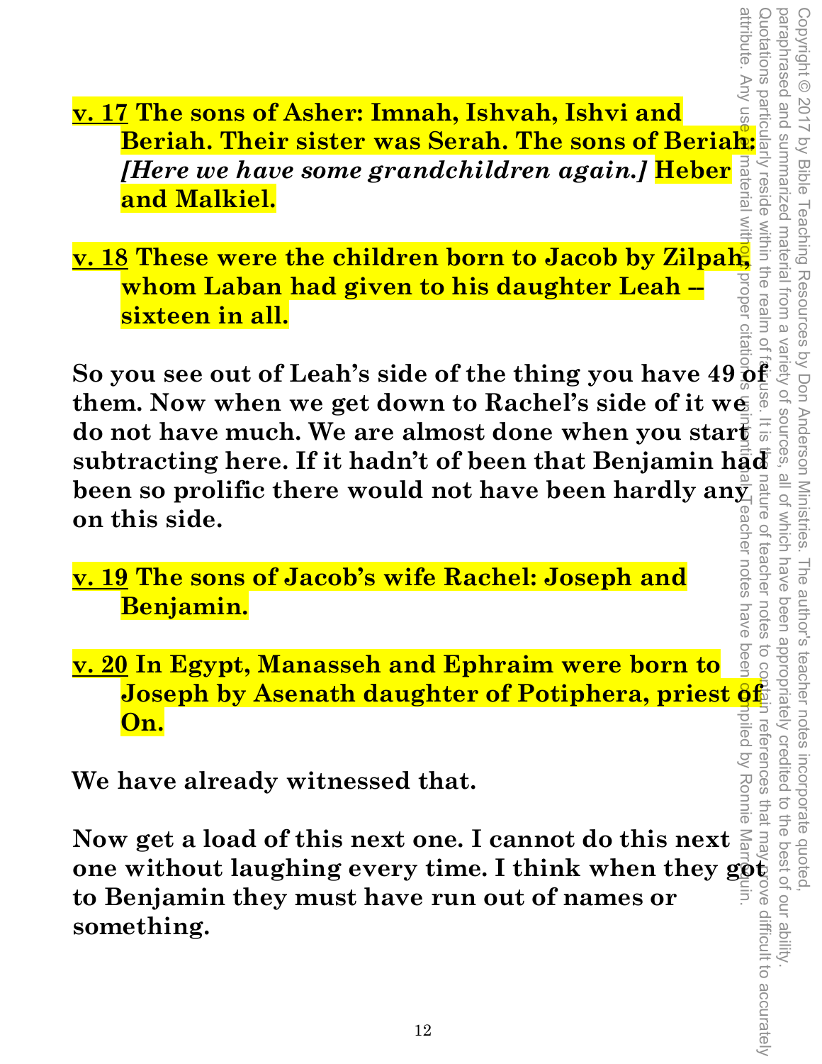**<u>v. 17</u> The sons of Asher: Imnah, Ishvah, Ishvi and Beriah. Their sister was Serah. The sons of Beriah: *[Here we have some grandchildren again.]* Heber and Malkiel.**

**<u>v. 18</u> These were the children born to Jacob by Zilpah, whom Laban had given to his daughter Leah -- sixteen in all.**

**So you see out of Leah's side of the thing you have 49 of them. Now when we get down to Rachel's side of it we do not have much. We are almost done when you start subtracting here. If it hadn't of been that Benjamin had been so prolific there would not have been hardly any on this side.**

**<u>v. 19</u> The sons of Jacob's wife Rachel: Joseph and Benjamin.**

**<u>v. 20</u> In Egypt, Manasseh and Ephraim were born to Joseph by Asenath daughter of Potiphera, priest of On.**

**We have already witnessed that.**

**Now get a load of this next one. I cannot do this next one without laughing every time. I think when they got to Benjamin they must have run out of names or something.**

Copyright © 2017 by Bible Teaching Resources by Don Anderson Ministries. The author's teacher notes incorporate quoted, paraphrased and summarized material from a variety of sources, all of which have been appropriately credited to the best of our ability. Quotations particularly reside within the realm of fair use. It is the nature of teacher notes to contain references that may prove difficult to accurately attribute. Any use of material without proper citation is unintentional. Teacher notes have been compiled by Ronnie Marroquin.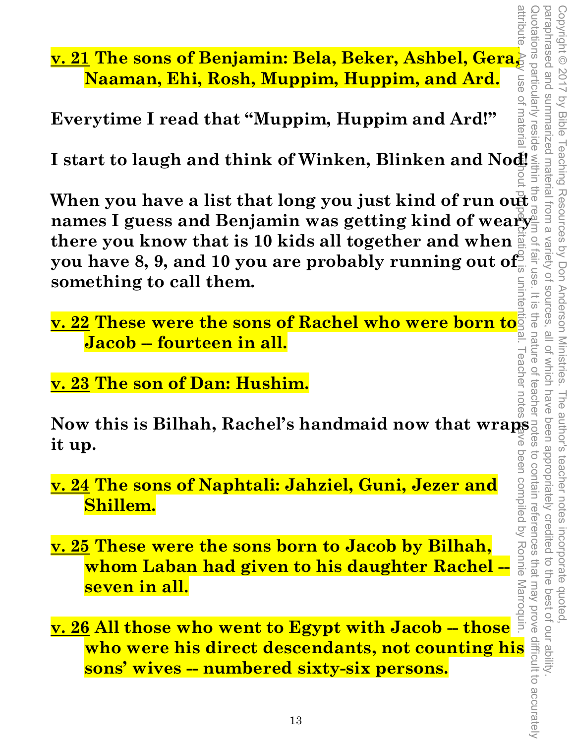**<u>v. 21</u> The sons of Benjamin: Bela, Beker, Ashbel, Gera, Naaman, Ehi, Rosh, Muppim, Huppim, and Ard.**

**Everytime I read that "Muppim, Huppim and Ard!"**

**I start to laugh and think of Winken, Blinken and Nod!**

**When you have a list that long you just kind of run out names I guess and Benjamin was getting kind of weary there you know that is 10 kids all together and when you have 8, 9, and 10 you are probably running out of something to call them.**

**<u>v. 22</u> These were the sons of Rachel who were born to Jacob -- fourteen in all.**

**<u>v. 23</u> The son of Dan: Hushim.**

**Now this is Bilhah, Rachel's handmaid now that wraps it up.**

**<u>v. 24</u> The sons of Naphtali: Jahziel, Guni, Jezer and Shillem.**

**<u>v. 25</u> These were the sons born to Jacob by Bilhah, whom Laban had given to his daughter Rachel -- seven in all.**

**<u>v. 26</u> All those who went to Egypt with Jacob -- those who were his direct descendants, not counting his sons' wives -- numbered sixty-six persons.**

Copyright © 2017 by Bible Teaching Resources by Don Anderson Ministries. The author's teacher notes incorporate quoted, paraphrased and summarized material from a variety of sources, all of which have been appropriately credited to the best of our ability. Quotations particularly reside within the realm of fair use. It is the nature of teacher notes to contain references that may prove difficult to accurately attribute. Any use of material without proper citation is unintentional. Teacher notes have been compiled by Ronnie Marroquin.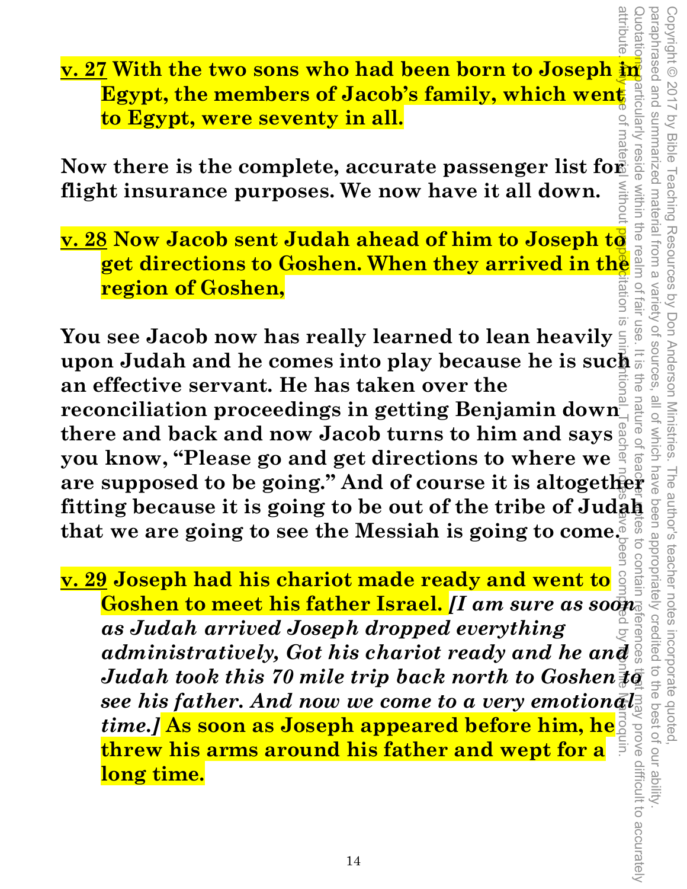**<u>v. 27</u> With the two sons who had been born to Joseph in Egypt, the members of Jacob's family, which went to Egypt, were seventy in all.**

**Now there is the complete, accurate passenger list for flight insurance purposes. We now have it all down.**

**<u>v. 28</u> Now Jacob sent Judah ahead of him to Joseph to get directions to Goshen. When they arrived in the region of Goshen,**

**You see Jacob now has really learned to lean heavily upon Judah and he comes into play because he is such an effective servant. He has taken over the reconciliation proceedings in getting Benjamin down there and back and now Jacob turns to him and says you know, "Please go and get directions to where we are supposed to be going." And of course it is altogether fitting because it is going to be out of the tribe of Judah that we are going to see the Messiah is going to come.**

**<u>v. 29</u> Joseph had his chariot made ready and went to Goshen to meet his father Israel.** ***[I am sure as soon as Judah arrived Joseph dropped everything administratively, Got his chariot ready and he and Judah took this 70 mile trip back north to Goshen to see his father. And now we come to a very emotional time.]*** **As soon as Joseph appeared before him, he threw his arms around his father and wept for a long time.**

Copyright © 2017 by Bible Teaching Resources by Don Anderson Ministries. The author's teacher notes incorporate quoted, paraphrased and summarized material from a variety of sources, all of which have been appropriately credited to the best of our ability. Quotations particularly reside within the realm of fair use. It is the nature of teacher notes to contain references that may prove difficult to accurately attribute. Any use of material without proper citation is unintentional. Teacher notes have been compiled by Ronnie Marroquin.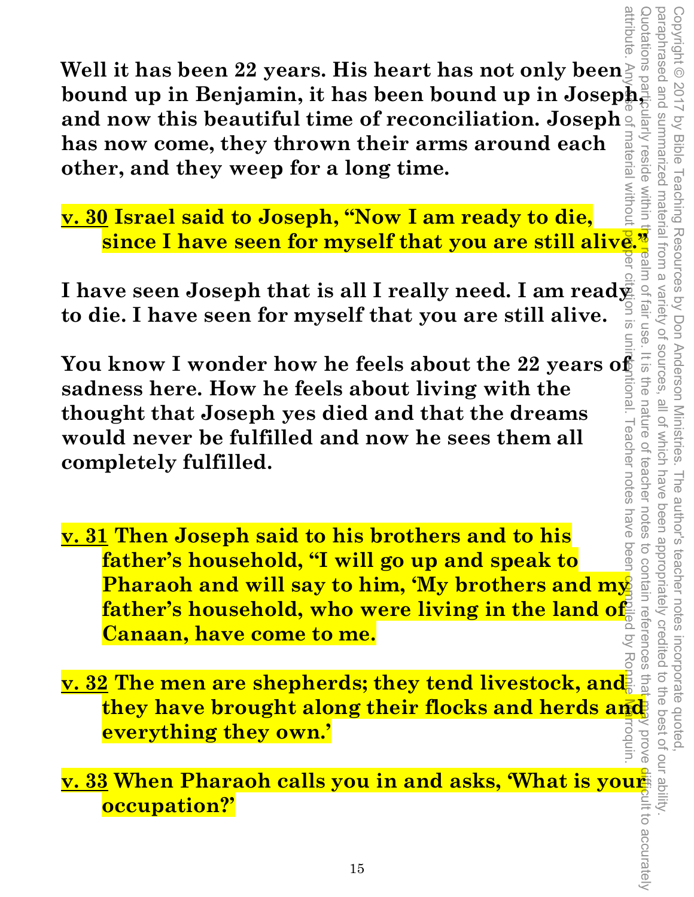**Well it has been 22 years. His heart has not only been bound up in Benjamin, it has been bound up in Joseph, and now this beautiful time of reconciliation. Joseph has now come, they thrown their arms around each other, and they weep for a long time.**

**v. 30 Israel said to Joseph, "Now I am ready to die, since I have seen for myself that you are still alive."**

**I have seen Joseph that is all I really need. I am ready to die. I have seen for myself that you are still alive.**

**You know I wonder how he feels about the 22 years of sadness here. How he feels about living with the thought that Joseph yes died and that the dreams would never be fulfilled and now he sees them all completely fulfilled.**

**v. 31 Then Joseph said to his brothers and to his father's household, "I will go up and speak to Pharaoh and will say to him, 'My brothers and my father's household, who were living in the land of Canaan, have come to me.**

**v. 32 The men are shepherds; they tend livestock, and they have brought along their flocks and herds and everything they own.'**

**v. 33 When Pharaoh calls you in and asks, 'What is your occupation?'**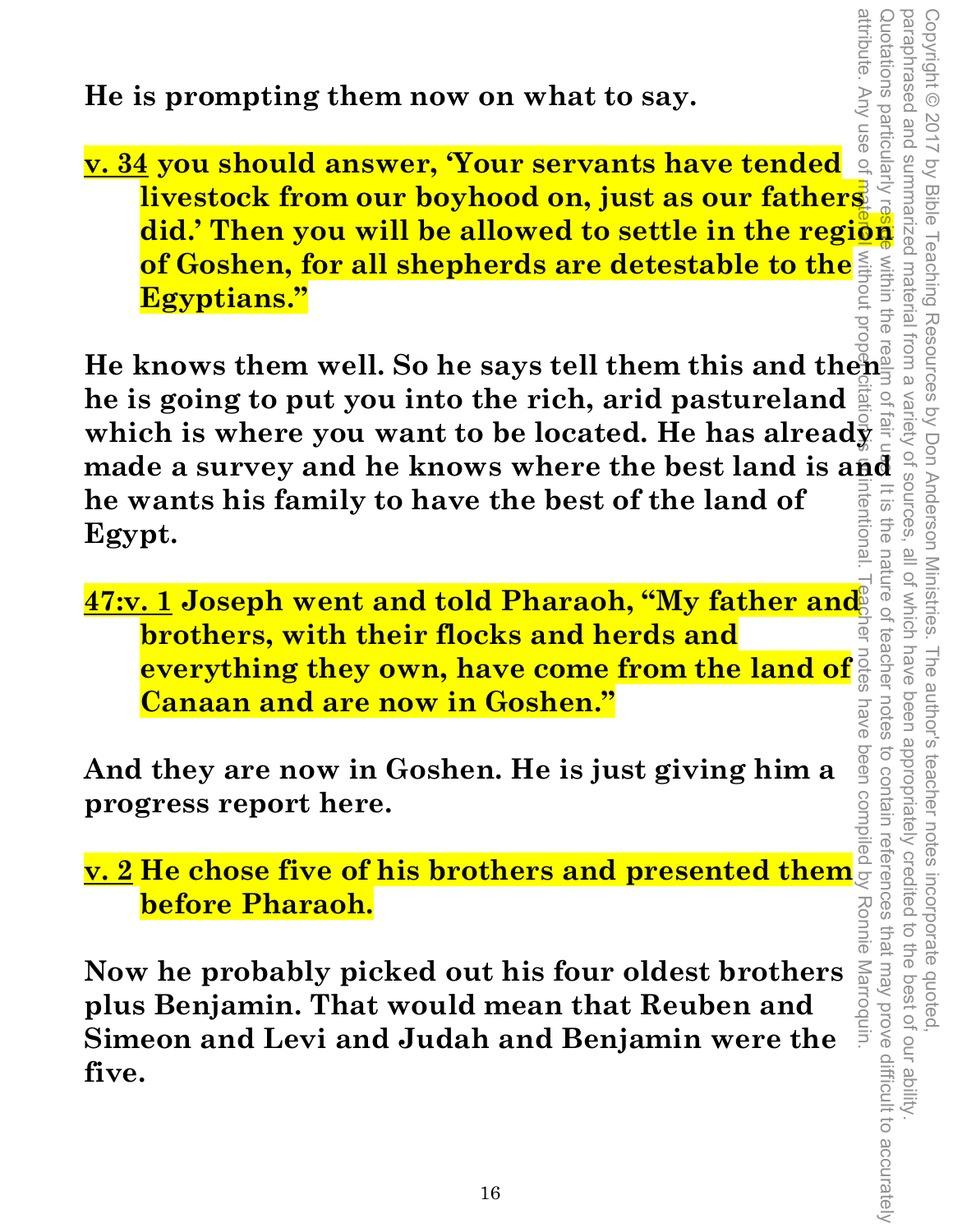**He is prompting them now on what to say.**

**v. 34 you should answer, 'Your servants have tended livestock from our boyhood on, just as our fathers did.' Then you will be allowed to settle in the region of Goshen, for all shepherds are detestable to the Egyptians."**

**He knows them well. So he says tell them this and then he is going to put you into the rich, arid pastureland which is where you want to be located. He has already made a survey and he knows where the best land is and he wants his family to have the best of the land of Egypt.**

**47:v. 1 Joseph went and told Pharaoh, "My father and brothers, with their flocks and herds and everything they own, have come from the land of Canaan and are now in Goshen."**

**And they are now in Goshen. He is just giving him a progress report here.**

**v. 2 He chose five of his brothers and presented them before Pharaoh.**

**Now he probably picked out his four oldest brothers plus Benjamin. That would mean that Reuben and Simeon and Levi and Judah and Benjamin were the five.**

Copyright © 2017 by Bible Teaching Resources by Don Anderson Ministries. The author's teacher notes incorporate quoted, paraphrased and summarized material from a variety of sources, all of which have been appropriately credited to the best of our ability. Quotations particularly reside within the realm of fair use. It is the nature of teacher notes to contain references that may prove difficult to accurately attribute. Any use of material without proper citation is unintentional. Teacher notes have been compiled by Ronnie Marroquin.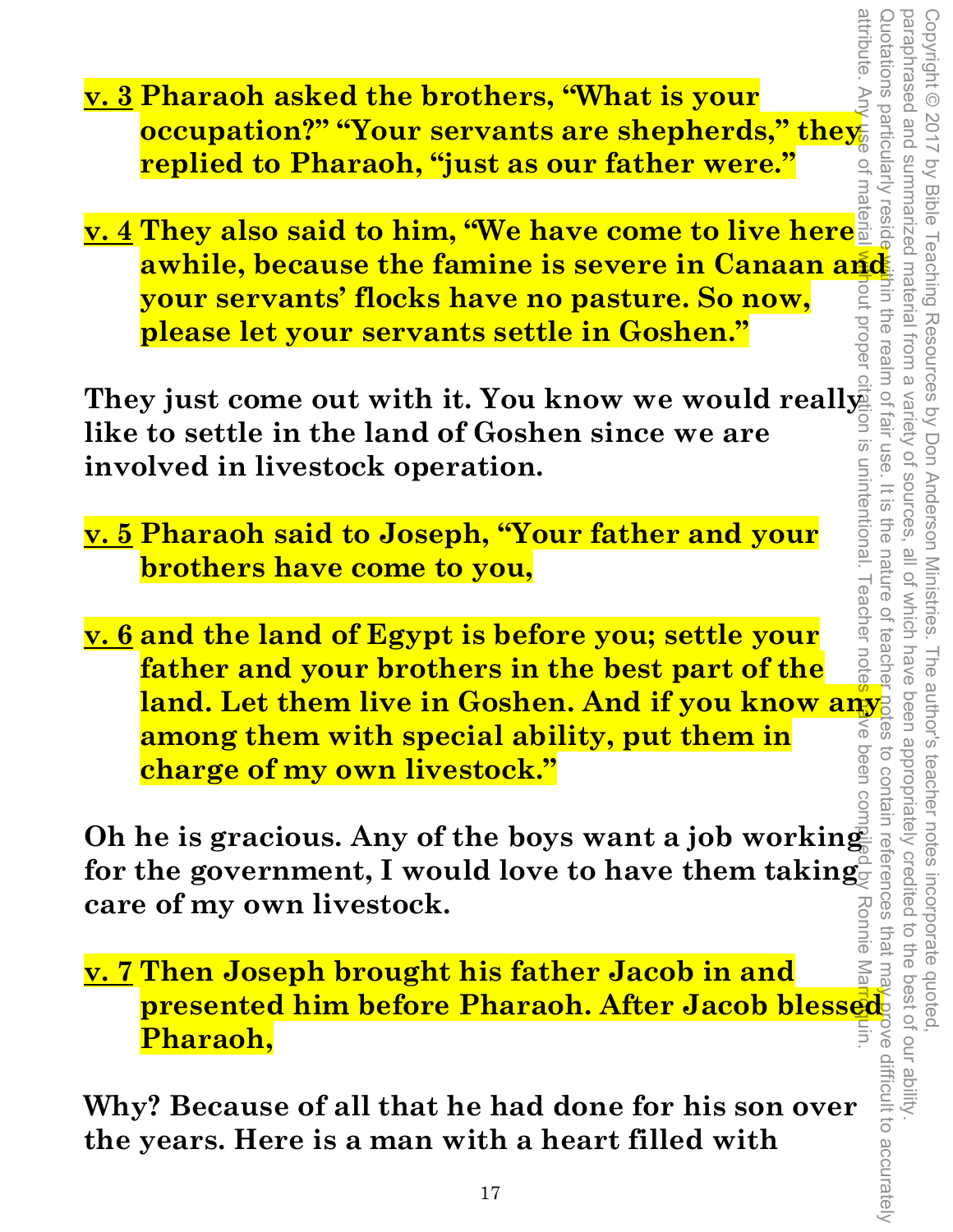**<u>v. 3</u> Pharaoh asked the brothers, "What is your occupation?" "Your servants are shepherds," they replied to Pharaoh, "just as our father were."**

**<u>v. 4</u> They also said to him, "We have come to live here awhile, because the famine is severe in Canaan and your servants' flocks have no pasture. So now, please let your servants settle in Goshen."**

**They just come out with it. You know we would really like to settle in the land of Goshen since we are involved in livestock operation.**

**<u>v. 5</u> Pharaoh said to Joseph, "Your father and your brothers have come to you,**

**<u>v. 6</u> and the land of Egypt is before you; settle your father and your brothers in the best part of the land. Let them live in Goshen. And if you know any among them with special ability, put them in charge of my own livestock."**

**Oh he is gracious. Any of the boys want a job working for the government, I would love to have them taking care of my own livestock.**

**<u>v. 7</u> Then Joseph brought his father Jacob in and presented him before Pharaoh. After Jacob blessed Pharaoh,**

**Why? Because of all that he had done for his son over the years. Here is a man with a heart filled with**

Copyright © 2017 by Bible Teaching Resources by Don Anderson Ministries. The author's teacher notes incorporate quoted, paraphrased and summarized material from a variety of sources, all of which have been appropriately credited to the best of our ability. Quotations particularly reside within the realm of fair use. It is the nature of teacher notes to contain references that may prove difficult to accurately attribute. Any use of material without proper citation is unintentional. Teacher notes have been compiled by Ronnie Marroquin.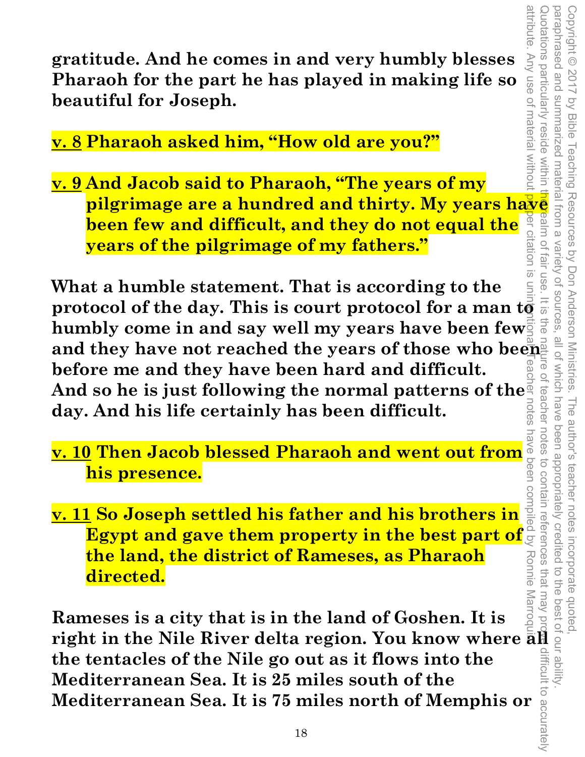**gratitude. And he comes in and very humbly blesses Pharaoh for the part he has played in making life so beautiful for Joseph.**

**v. 8 Pharaoh asked him, "How old are you?"**

**v. 9 And Jacob said to Pharaoh, "The years of my pilgrimage are a hundred and thirty. My years have been few and difficult, and they do not equal the years of the pilgrimage of my fathers."**

**What a humble statement. That is according to the protocol of the day. This is court protocol for a man to humbly come in and say well my years have been few and they have not reached the years of those who been before me and they have been hard and difficult. And so he is just following the normal patterns of the day. And his life certainly has been difficult.**

**v. 10 Then Jacob blessed Pharaoh and went out from his presence.**

**v. 11 So Joseph settled his father and his brothers in Egypt and gave them property in the best part of the land, the district of Rameses, as Pharaoh directed.**

**Rameses is a city that is in the land of Goshen. It is right in the Nile River delta region. You know where all the tentacles of the Nile go out as it flows into the Mediterranean Sea. It is 25 miles south of the Mediterranean Sea. It is 75 miles north of Memphis or**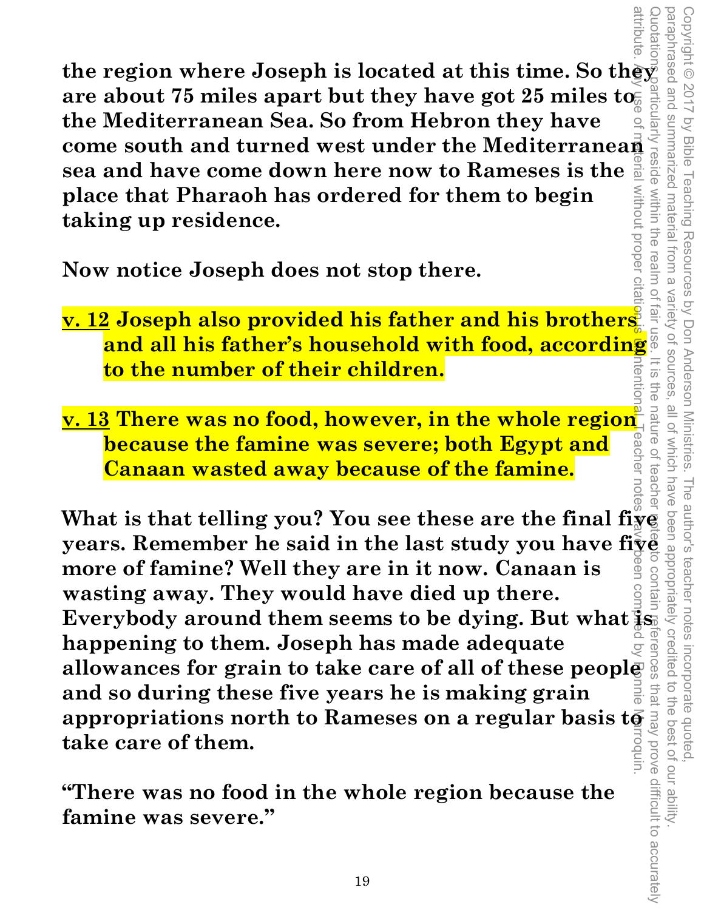**the region where Joseph is located at this time. So they are about 75 miles apart but they have got 25 miles to the Mediterranean Sea. So from Hebron they have come south and turned west under the Mediterranean sea and have come down here now to Rameses is the place that Pharaoh has ordered for them to begin taking up residence.**

**Now notice Joseph does not stop there.**

**v. 12 Joseph also provided his father and his brothers and all his father's household with food, according to the number of their children.**

**v. 13 There was no food, however, in the whole region because the famine was severe; both Egypt and Canaan wasted away because of the famine.**

**What is that telling you? You see these are the final five years. Remember he said in the last study you have five more of famine? Well they are in it now. Canaan is wasting away. They would have died up there. Everybody around them seems to be dying. But what is happening to them. Joseph has made adequate allowances for grain to take care of all of these people and so during these five years he is making grain appropriations north to Rameses on a regular basis to take care of them.**

**"There was no food in the whole region because the famine was severe."**

Copyright © 2017 by Bible Teaching Resources by Don Anderson Ministries. The author's teacher notes incorporate quoted, paraphrased and summarized material from a variety of sources, all of which have been appropriately credited to the best of our ability. Quotations particularly reside within the realm of fair use. It is the nature of teacher notes to contain references that may prove difficult to accurately attribute. Any use of material without proper citation is unintentional. Teacher notes have been compiled by Bonnie Rorroquin.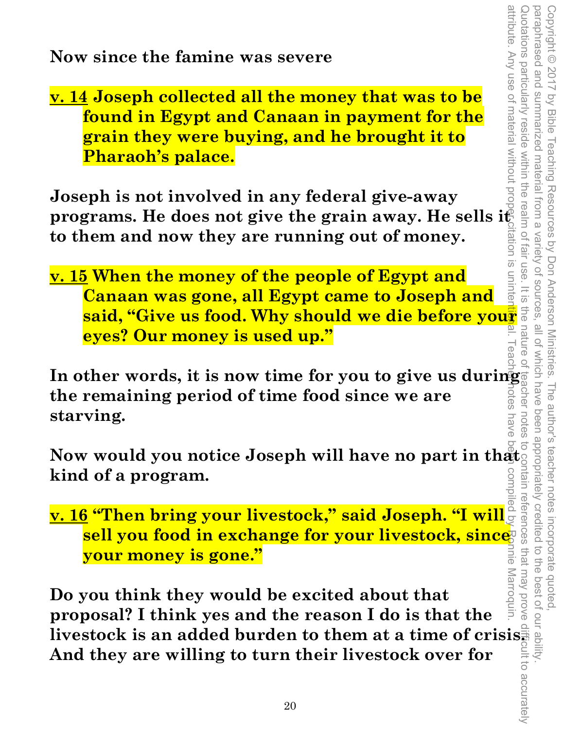**Now since the famine was severe**

**<u>v. 14</u> Joseph collected all the money that was to be found in Egypt and Canaan in payment for the grain they were buying, and he brought it to Pharaoh's palace.**

**Joseph is not involved in any federal give-away programs. He does not give the grain away. He sells it to them and now they are running out of money.**

**<u>v. 15</u> When the money of the people of Egypt and Canaan was gone, all Egypt came to Joseph and said, "Give us food. Why should we die before your eyes? Our money is used up."**

**In other words, it is now time for you to give us during the remaining period of time food since we are starving.**

**Now would you notice Joseph will have no part in that kind of a program.**

**<u>v. 16</u> "Then bring your livestock," said Joseph. "I will sell you food in exchange for your livestock, since your money is gone."**

**Do you think they would be excited about that proposal? I think yes and the reason I do is that the livestock is an added burden to them at a time of crisis. And they are willing to turn their livestock over for**

Copyright © 2017 by Bible Teaching Resources by Don Anderson Ministries. The author's teacher notes incorporate quoted, paraphrased and summarized material from a variety of sources, all of which have been appropriately credited to the best of our ability. Quotations particularly reside within the realm of fair use. It is the nature of teacher notes to contain references that may prove difficult to accurately attribute. Any use of material without proper citation is unintentional. Teacher notes have been compiled by Ronnie Marroquin.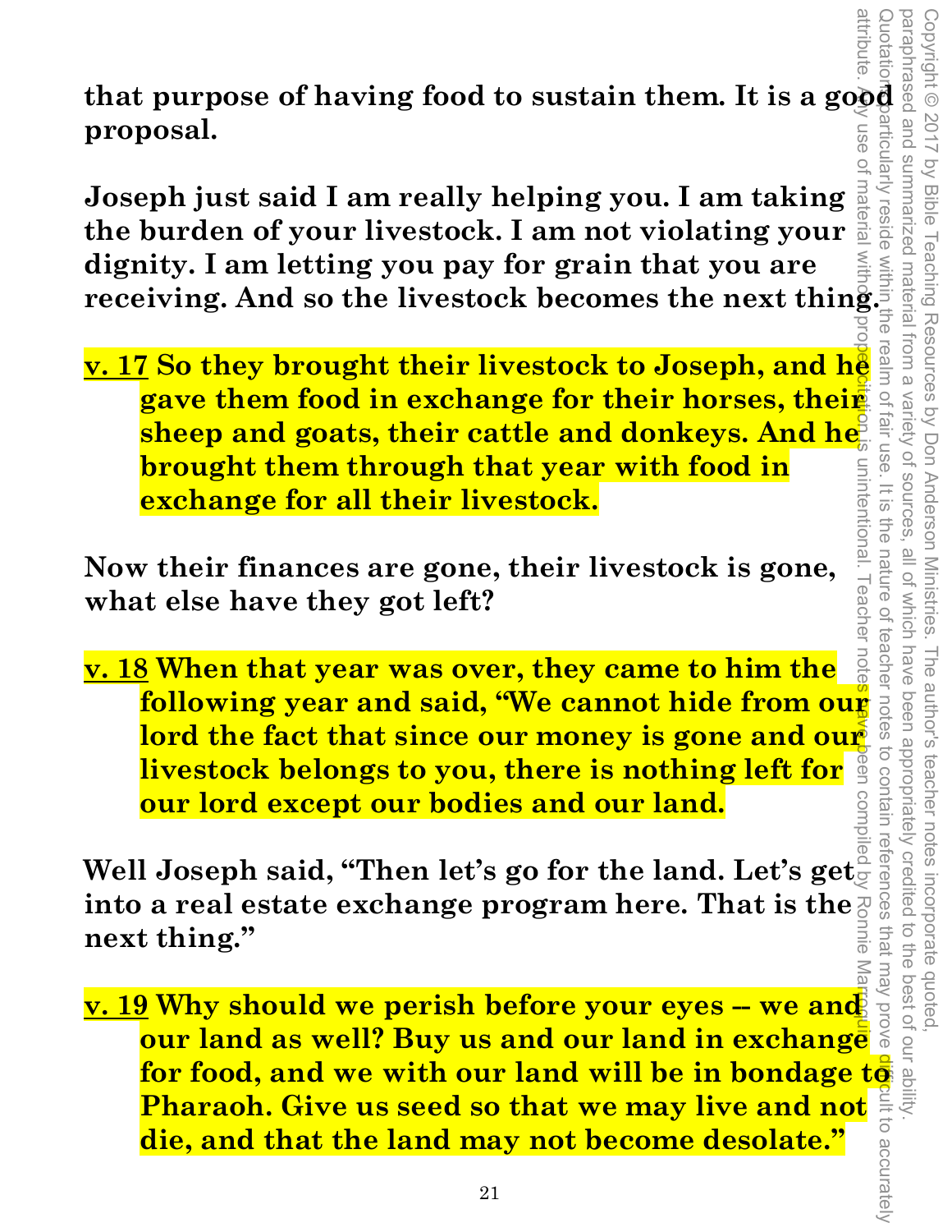**that purpose of having food to sustain them. It is a good proposal.**

**Joseph just said I am really helping you. I am taking the burden of your livestock. I am not violating your dignity. I am letting you pay for grain that you are receiving. And so the livestock becomes the next thing.**

**v. 17 So they brought their livestock to Joseph, and he gave them food in exchange for their horses, their sheep and goats, their cattle and donkeys. And he brought them through that year with food in exchange for all their livestock.**

**Now their finances are gone, their livestock is gone, what else have they got left?**

**v. 18 When that year was over, they came to him the following year and said, "We cannot hide from our lord the fact that since our money is gone and our livestock belongs to you, there is nothing left for our lord except our bodies and our land.**

**Well Joseph said, "Then let's go for the land. Let's get into a real estate exchange program here. That is the next thing."**

**v. 19 Why should we perish before your eyes -- we and our land as well? Buy us and our land in exchange for food, and we with our land will be in bondage to Pharaoh. Give us seed so that we may live and not die, and that the land may not become desolate."**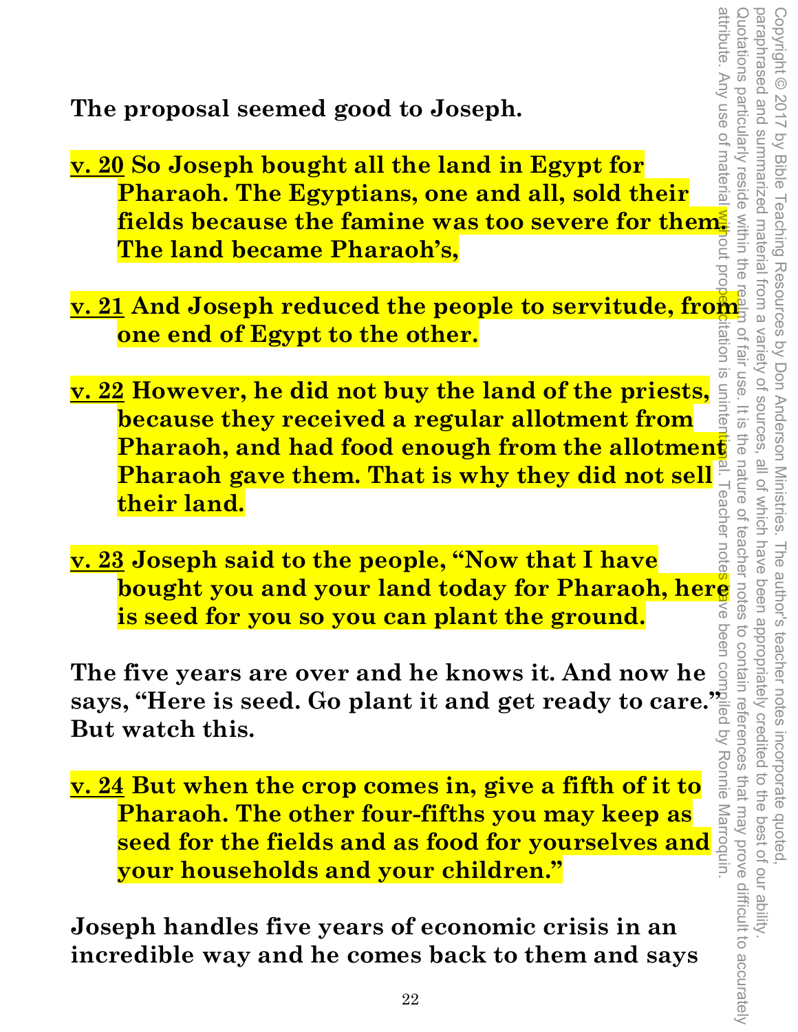**The proposal seemed good to Joseph.**

**<u>v. 20</u> So Joseph bought all the land in Egypt for Pharaoh. The Egyptians, one and all, sold their fields because the famine was too severe for them. The land became Pharaoh's,**

**<u>v. 21</u> And Joseph reduced the people to servitude, from one end of Egypt to the other.**

**<u>v. 22</u> However, he did not buy the land of the priests, because they received a regular allotment from Pharaoh, and had food enough from the allotment Pharaoh gave them. That is why they did not sell their land.**

**<u>v. 23</u> Joseph said to the people, "Now that I have bought you and your land today for Pharaoh, here is seed for you so you can plant the ground.**

**The five years are over and he knows it. And now he says, "Here is seed. Go plant it and get ready to care." But watch this.**

**<u>v. 24</u> But when the crop comes in, give a fifth of it to Pharaoh. The other four-fifths you may keep as seed for the fields and as food for yourselves and your households and your children."**

**Joseph handles five years of economic crisis in an incredible way and he comes back to them and says**

Copyright © 2017 by Bible Teaching Resources by Don Anderson Ministries. The author's teacher notes incorporate quoted, paraphrased and summarized material from a variety of sources, all of which have been appropriately credited to the best of our ability. Quotations particularly reside within the realm of fair use. It is the nature of teacher notes to contain references that may prove difficult to accurately attribute. Any use of material without proper citation is unintentional. Teacher notes have been compiled by Ronnie Marroquin.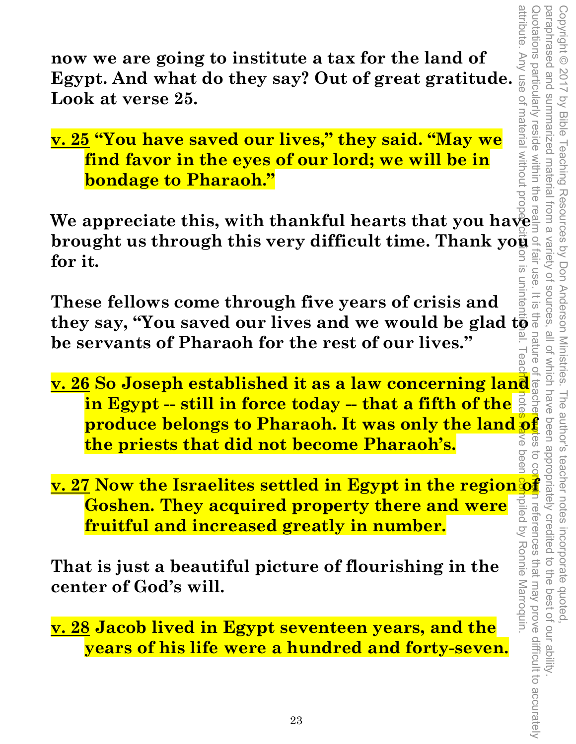**now we are going to institute a tax for the land of Egypt. And what do they say? Out of great gratitude. Look at verse 25.**

**<u>v. 25</u> "You have saved our lives," they said. "May we find favor in the eyes of our lord; we will be in bondage to Pharaoh."**

**We appreciate this, with thankful hearts that you have brought us through this very difficult time. Thank you for it.**

**These fellows come through five years of crisis and they say, "You saved our lives and we would be glad to be servants of Pharaoh for the rest of our lives."**

**<u>v. 26</u> So Joseph established it as a law concerning land in Egypt -- still in force today -- that a fifth of the produce belongs to Pharaoh. It was only the land of the priests that did not become Pharaoh's.**

**<u>v. 27</u> Now the Israelites settled in Egypt in the region of Goshen. They acquired property there and were fruitful and increased greatly in number.**

**That is just a beautiful picture of flourishing in the center of God's will.**

**<u>v. 28</u> Jacob lived in Egypt seventeen years, and the years of his life were a hundred and forty-seven.**

Copyright © 2017 by Bible Teaching Resources by Don Anderson Ministries. The author's teacher notes incorporate quoted, paraphrased and summarized material from a variety of sources, all of which have been appropriately credited to the best of our ability. Quotations particularly reside within the realm of fair use. It is the nature of teacher notes to contain references that may prove difficult to accurately attribute. Any use of material without proper citation is unintentional. Teacher notes have been compiled by Ronnie Marroquin.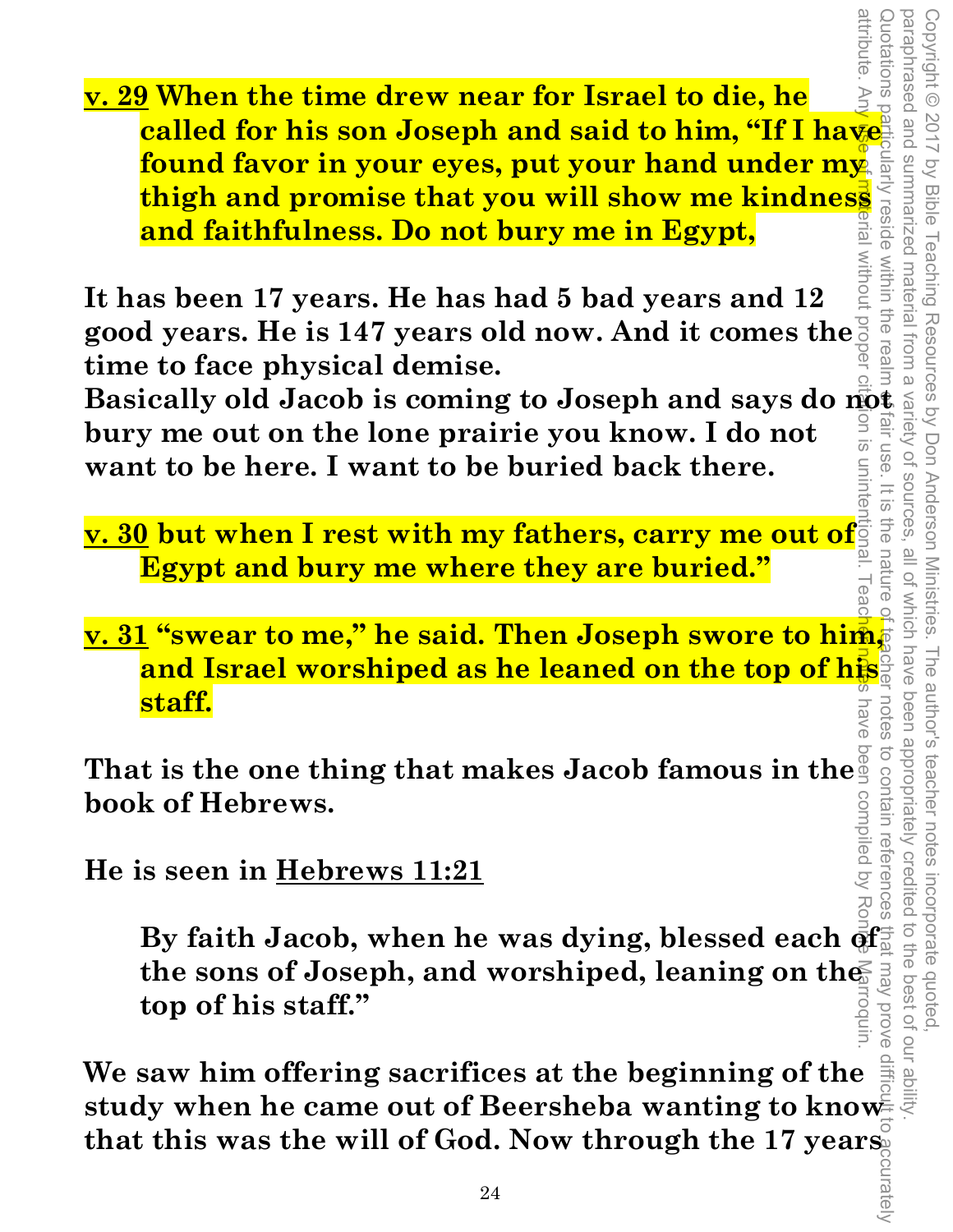**<u>v. 29</u> When the time drew near for Israel to die, he called for his son Joseph and said to him, "If I have found favor in your eyes, put your hand under my thigh and promise that you will show me kindness and faithfulness. Do not bury me in Egypt,**

**It has been 17 years. He has had 5 bad years and 12 good years. He is 147 years old now. And it comes the time to face physical demise.**
**Basically old Jacob is coming to Joseph and says do not bury me out on the lone prairie you know. I do not want to be here. I want to be buried back there.**

**<u>v. 30</u> but when I rest with my fathers, carry me out of Egypt and bury me where they are buried."**

**<u>v. 31</u> "swear to me," he said. Then Joseph swore to him, and Israel worshiped as he leaned on the top of his staff.**

**That is the one thing that makes Jacob famous in the book of Hebrews.**

**He is seen in <u>Hebrews 11:21</u>**

> **By faith Jacob, when he was dying, blessed each of the sons of Joseph, and worshiped, leaning on the top of his staff."**

**We saw him offering sacrifices at the beginning of the study when he came out of Beersheba wanting to know that this was the will of God. Now through the 17 years**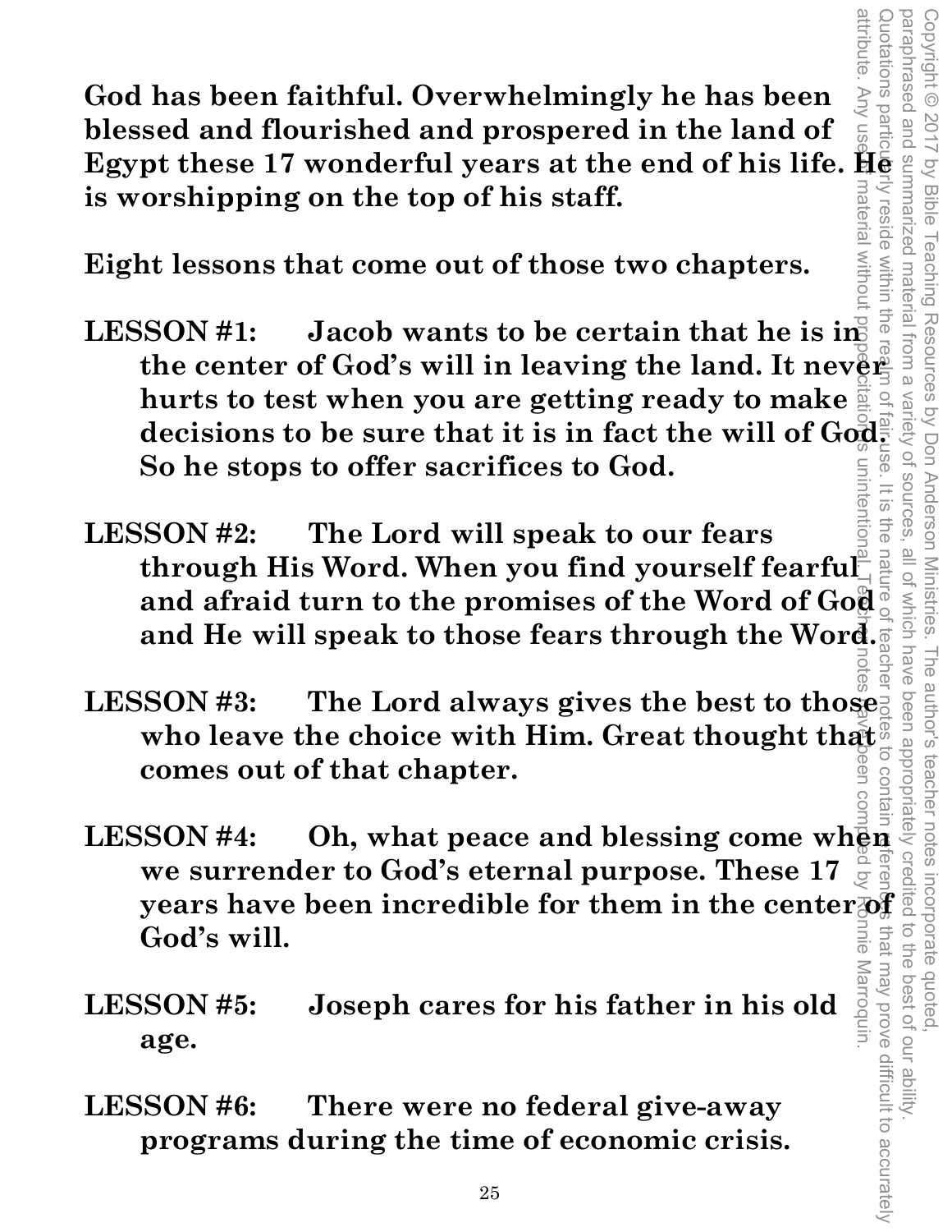**God has been faithful. Overwhelmingly he has been blessed and flourished and prospered in the land of Egypt these 17 wonderful years at the end of his life. He is worshipping on the top of his staff.**

**Eight lessons that come out of those two chapters.**

**LESSON #1: Jacob wants to be certain that he is in the center of God's will in leaving the land. It never hurts to test when you are getting ready to make decisions to be sure that it is in fact the will of God. So he stops to offer sacrifices to God.**

**LESSON #2: The Lord will speak to our fears through His Word. When you find yourself fearful and afraid turn to the promises of the Word of God and He will speak to those fears through the Word.**

**LESSON #3: The Lord always gives the best to those who leave the choice with Him. Great thought that comes out of that chapter.**

**LESSON #4: Oh, what peace and blessing come when we surrender to God's eternal purpose. These 17 years have been incredible for them in the center of God's will.**

**LESSON #5: Joseph cares for his father in his old age.**

**LESSON #6: There were no federal give-away programs during the time of economic crisis.**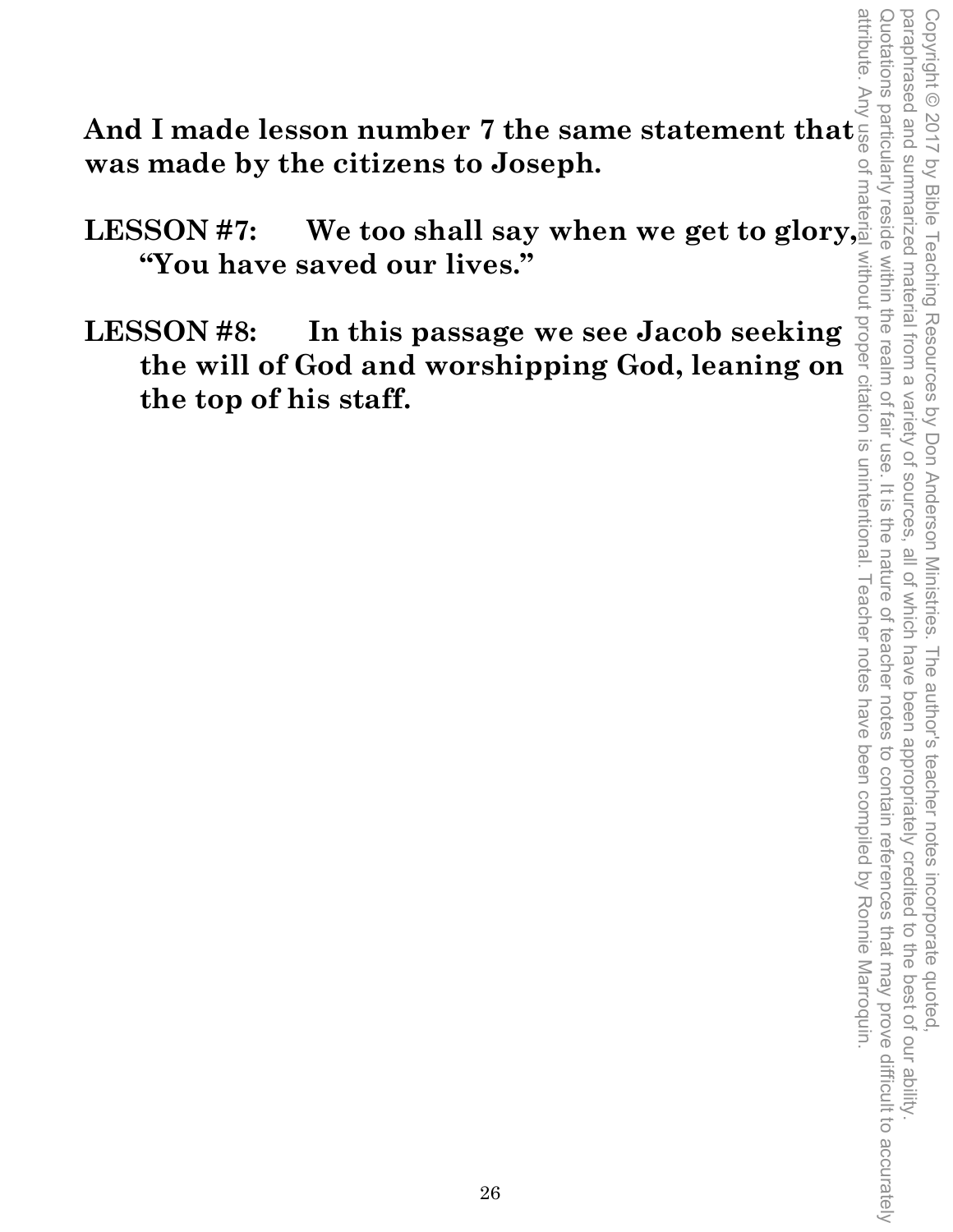**And I made lesson number 7 the same statement that was made by the citizens to Joseph.**

**LESSON #7: We too shall say when we get to glory, "You have saved our lives."**

**LESSON #8: In this passage we see Jacob seeking the will of God and worshipping God, leaning on the top of his staff.**

Copyright © 2017 by Bible Teaching Resources by Don Anderson Ministries. The author's teacher notes incorporate quoted, paraphrased and summarized material from a variety of sources, all of which have been appropriately credited to the best of our ability. Quotations particularly reside within the realm of fair use. It is the nature of teacher notes to contain references that may prove difficult to accurately attribute. Any use of material without proper citation is unintentional. Teacher notes have been compiled by Ronnie Marroquin.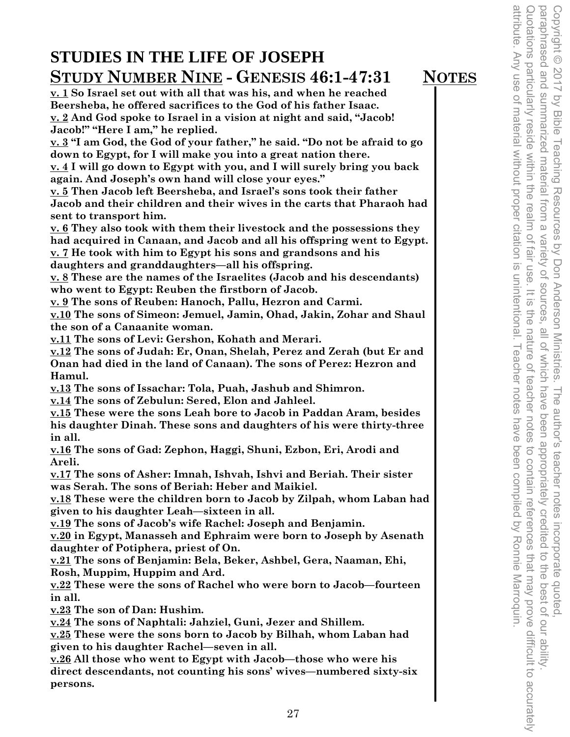# STUDIES IN THE LIFE OF JOSEPH

## STUDY NUMBER NINE - GENESIS 46:1-47:31 NOTES

**v. 1 So Israel set out with all that was his, and when he reached Beersheba, he offered sacrifices to the God of his father Isaac.**

**v. 2 And God spoke to Israel in a vision at night and said, "Jacob! Jacob!" "Here I am," he replied.**

**v. 3 "I am God, the God of your father," he said. "Do not be afraid to go down to Egypt, for I will make you into a great nation there.**

**v. 4 I will go down to Egypt with you, and I will surely bring you back again. And Joseph's own hand will close your eyes."**

**v. 5 Then Jacob left Beersheba, and Israel's sons took their father Jacob and their children and their wives in the carts that Pharaoh had sent to transport him.**

**v. 6 They also took with them their livestock and the possessions they had acquired in Canaan, and Jacob and all his offspring went to Egypt.**

**v. 7 He took with him to Egypt his sons and grandsons and his daughters and granddaughters—all his offspring.**

**v. 8 These are the names of the Israelites (Jacob and his descendants) who went to Egypt: Reuben the firstborn of Jacob.**

**v. 9 The sons of Reuben: Hanoch, Pallu, Hezron and Carmi.**

**v.10 The sons of Simeon: Jemuel, Jamin, Ohad, Jakin, Zohar and Shaul the son of a Canaanite woman.**

**v.11 The sons of Levi: Gershon, Kohath and Merari.**

**v.12 The sons of Judah: Er, Onan, Shelah, Perez and Zerah (but Er and Onan had died in the land of Canaan). The sons of Perez: Hezron and Hamul.**

**v.13 The sons of Issachar: Tola, Puah, Jashub and Shimron.**

**v.14 The sons of Zebulun: Sered, Elon and Jahleel.**

**v.15 These were the sons Leah bore to Jacob in Paddan Aram, besides his daughter Dinah. These sons and daughters of his were thirty-three in all.**

**v.16 The sons of Gad: Zephon, Haggi, Shuni, Ezbon, Eri, Arodi and Areli.**

**v.17 The sons of Asher: Imnah, Ishvah, Ishvi and Beriah. Their sister was Serah. The sons of Beriah: Heber and Maikiel.**

**v.18 These were the children born to Jacob by Zilpah, whom Laban had given to his daughter Leah—sixteen in all.**

**v.19 The sons of Jacob's wife Rachel: Joseph and Benjamin.**

**v.20 in Egypt, Manasseh and Ephraim were born to Joseph by Asenath daughter of Potiphera, priest of On.**

**v.21 The sons of Benjamin: Bela, Beker, Ashbel, Gera, Naaman, Ehi, Rosh, Muppim, Huppim and Ard.**

**v.22 These were the sons of Rachel who were born to Jacob—fourteen in all.**

**v.23 The son of Dan: Hushim.**

**v.24 The sons of Naphtali: Jahziel, Guni, Jezer and Shillem.**

**v.25 These were the sons born to Jacob by Bilhah, whom Laban had given to his daughter Rachel—seven in all.**

**v.26 All those who went to Egypt with Jacob—those who were his direct descendants, not counting his sons' wives—numbered sixty-six persons.**

Copyright © 2017 by Bible Teaching Resources by Don Anderson Ministries. The author's teacher notes incorporate quoted, paraphrased and summarized material from a variety of sources, all of which have been appropriately credited to the best of our ability. Quotations particularly reside within the realm of fair use. It is the nature of teacher notes to contain references that may prove difficult to accurately attribute. Any use of material without proper citation is unintentional. Teacher notes have been compiled by Ronnie Marroquin.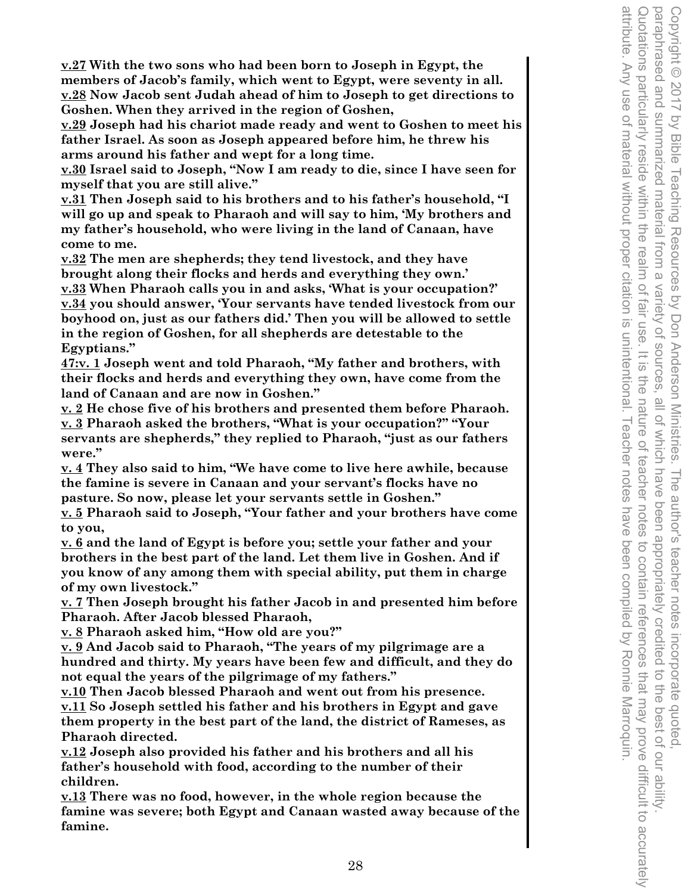**<u>v.27</u> With the two sons who had been born to Joseph in Egypt, the members of Jacob's family, which went to Egypt, were seventy in all.**
**<u>v.28</u> Now Jacob sent Judah ahead of him to Joseph to get directions to Goshen. When they arrived in the region of Goshen,**
**<u>v.29</u> Joseph had his chariot made ready and went to Goshen to meet his father Israel. As soon as Joseph appeared before him, he threw his arms around his father and wept for a long time.**
**<u>v.30</u> Israel said to Joseph, "Now I am ready to die, since I have seen for myself that you are still alive."**
**<u>v.31</u> Then Joseph said to his brothers and to his father's household, "I will go up and speak to Pharaoh and will say to him, 'My brothers and my father's household, who were living in the land of Canaan, have come to me.**
**<u>v.32</u> The men are shepherds; they tend livestock, and they have brought along their flocks and herds and everything they own.'**
**<u>v.33</u> When Pharaoh calls you in and asks, 'What is your occupation?'**
**<u>v.34</u> you should answer, 'Your servants have tended livestock from our boyhood on, just as our fathers did.' Then you will be allowed to settle in the region of Goshen, for all shepherds are detestable to the Egyptians."**
**<u>47:v. 1</u> Joseph went and told Pharaoh, "My father and brothers, with their flocks and herds and everything they own, have come from the land of Canaan and are now in Goshen."**
**<u>v. 2</u> He chose five of his brothers and presented them before Pharaoh.**
**<u>v. 3</u> Pharaoh asked the brothers, "What is your occupation?" "Your servants are shepherds," they replied to Pharaoh, "just as our fathers were."**
**<u>v. 4</u> They also said to him, "We have come to live here awhile, because the famine is severe in Canaan and your servant's flocks have no pasture. So now, please let your servants settle in Goshen."**
**<u>v. 5</u> Pharaoh said to Joseph, "Your father and your brothers have come to you,**
**<u>v. 6</u> and the land of Egypt is before you; settle your father and your brothers in the best part of the land. Let them live in Goshen. And if you know of any among them with special ability, put them in charge of my own livestock."**
**<u>v. 7</u> Then Joseph brought his father Jacob in and presented him before Pharaoh. After Jacob blessed Pharaoh,**
**<u>v. 8</u> Pharaoh asked him, "How old are you?"**
**<u>v. 9</u> And Jacob said to Pharaoh, "The years of my pilgrimage are a hundred and thirty. My years have been few and difficult, and they do not equal the years of the pilgrimage of my fathers."**
**<u>v.10</u> Then Jacob blessed Pharaoh and went out from his presence.**
**<u>v.11</u> So Joseph settled his father and his brothers in Egypt and gave them property in the best part of the land, the district of Rameses, as Pharaoh directed.**
**<u>v.12</u> Joseph also provided his father and his brothers and all his father's household with food, according to the number of their children.**
**<u>v.13</u> There was no food, however, in the whole region because the famine was severe; both Egypt and Canaan wasted away because of the famine.**

Copyright © 2017 by Bible Teaching Resources by Don Anderson Ministries. The author's teacher notes incorporate quoted, paraphrased and summarized material from a variety of sources, all of which have been appropriately credited to the best of our ability. Quotations particularly reside within the realm of fair use. It is the nature of teacher notes to contain references that may prove difficult to accurately attribute. Any use of material without proper citation is unintentional. Teacher notes have been compiled by Ronnie Marroquin.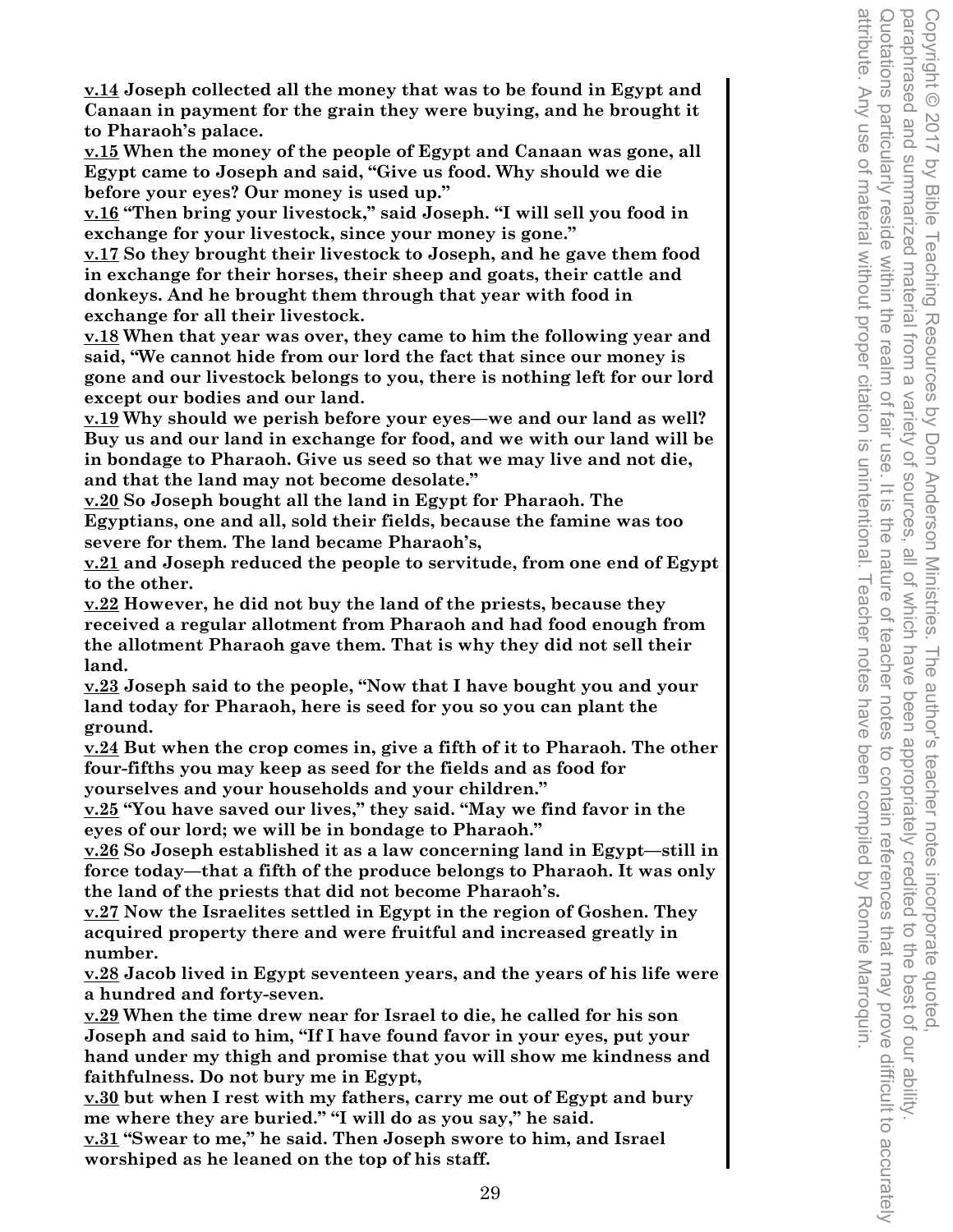**v.14 Joseph collected all the money that was to be found in Egypt and Canaan in payment for the grain they were buying, and he brought it to Pharaoh's palace.**

**v.15 When the money of the people of Egypt and Canaan was gone, all Egypt came to Joseph and said, "Give us food. Why should we die before your eyes? Our money is used up."**

**v.16 "Then bring your livestock," said Joseph. "I will sell you food in exchange for your livestock, since your money is gone."**

**v.17 So they brought their livestock to Joseph, and he gave them food in exchange for their horses, their sheep and goats, their cattle and donkeys. And he brought them through that year with food in exchange for all their livestock.**

**v.18 When that year was over, they came to him the following year and said, "We cannot hide from our lord the fact that since our money is gone and our livestock belongs to you, there is nothing left for our lord except our bodies and our land.**

**v.19 Why should we perish before your eyes—we and our land as well? Buy us and our land in exchange for food, and we with our land will be in bondage to Pharaoh. Give us seed so that we may live and not die, and that the land may not become desolate."**

**v.20 So Joseph bought all the land in Egypt for Pharaoh. The Egyptians, one and all, sold their fields, because the famine was too severe for them. The land became Pharaoh's,**

**v.21 and Joseph reduced the people to servitude, from one end of Egypt to the other.**

**v.22 However, he did not buy the land of the priests, because they received a regular allotment from Pharaoh and had food enough from the allotment Pharaoh gave them. That is why they did not sell their land.**

**v.23 Joseph said to the people, "Now that I have bought you and your land today for Pharaoh, here is seed for you so you can plant the ground.**

**v.24 But when the crop comes in, give a fifth of it to Pharaoh. The other four-fifths you may keep as seed for the fields and as food for yourselves and your households and your children."**

**v.25 "You have saved our lives," they said. "May we find favor in the eyes of our lord; we will be in bondage to Pharaoh."**

**v.26 So Joseph established it as a law concerning land in Egypt—still in force today—that a fifth of the produce belongs to Pharaoh. It was only the land of the priests that did not become Pharaoh's.**

**v.27 Now the Israelites settled in Egypt in the region of Goshen. They acquired property there and were fruitful and increased greatly in number.**

**v.28 Jacob lived in Egypt seventeen years, and the years of his life were a hundred and forty-seven.**

**v.29 When the time drew near for Israel to die, he called for his son Joseph and said to him, "If I have found favor in your eyes, put your hand under my thigh and promise that you will show me kindness and faithfulness. Do not bury me in Egypt,**

**v.30 but when I rest with my fathers, carry me out of Egypt and bury me where they are buried." "I will do as you say," he said.**

**v.31 "Swear to me," he said. Then Joseph swore to him, and Israel worshiped as he leaned on the top of his staff.**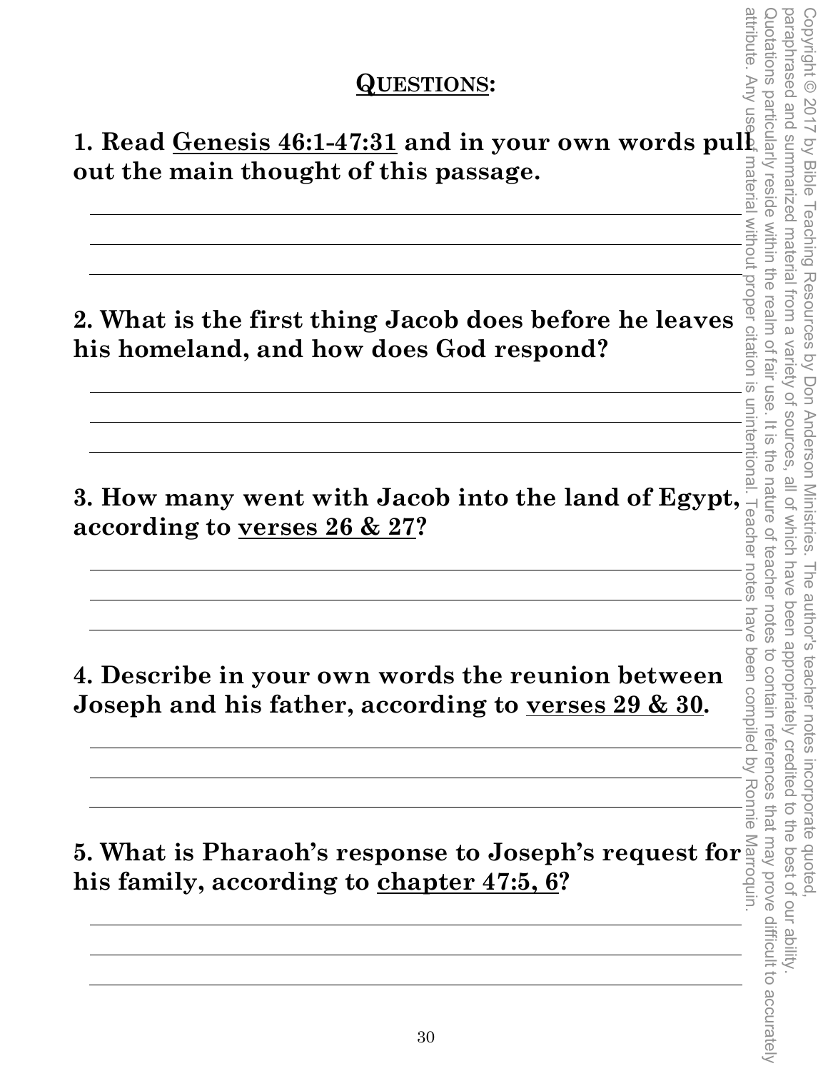## QUESTIONS:

**1. Read Genesis 46:1-47:31 and in your own words pull out the main thought of this passage.**

**2. What is the first thing Jacob does before he leaves his homeland, and how does God respond?**

**3. How many went with Jacob into the land of Egypt, according to verses 26 & 27?**

**4. Describe in your own words the reunion between Joseph and his father, according to verses 29 & 30.**

**5. What is Pharaoh's response to Joseph's request for his family, according to chapter 47:5, 6?**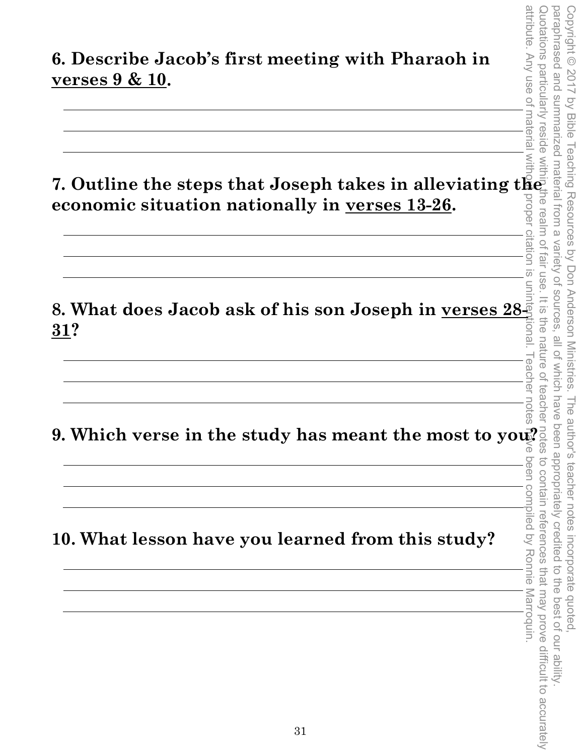**6. Describe Jacob's first meeting with Pharaoh in verses 9 & 10.**

**7. Outline the steps that Joseph takes in alleviating the economic situation nationally in verses 13-26.**

**8. What does Jacob ask of his son Joseph in verses 28-31?**

**9. Which verse in the study has meant the most to you?**

**10. What lesson have you learned from this study?**

Copyright © 2017 by Bible Teaching Resources by Don Anderson Ministries. The author's teacher notes incorporate quoted, paraphrased and summarized material from a variety of sources, all of which have been appropriately credited to the best of our ability. Quotations particularly reside within the realm of fair use. It is the nature of teacher notes to contain references that may prove difficult to accurately attribute. Any use of material without proper citation is unintentional. Teacher notes have been compiled by Ronnie Marroquin.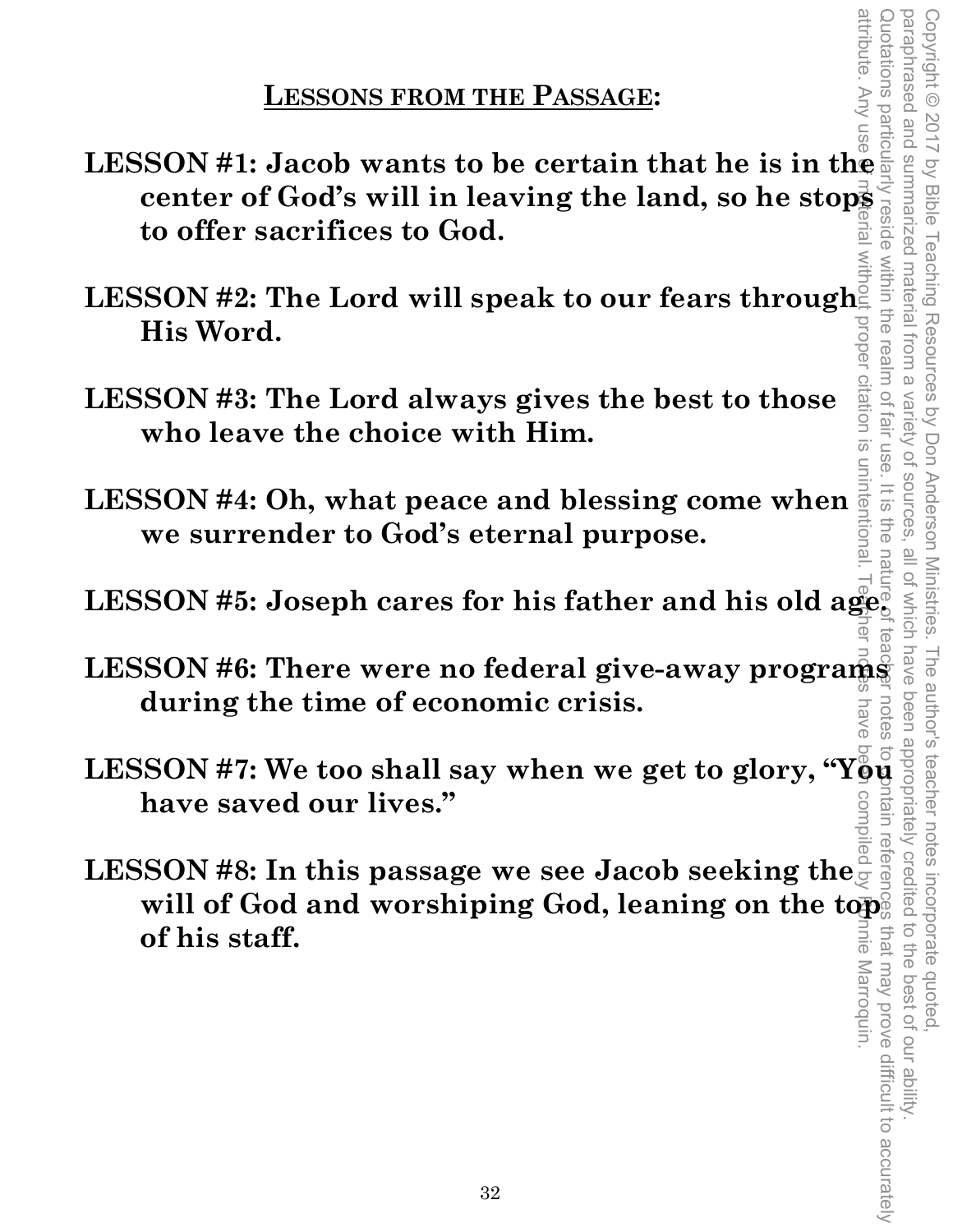## LESSONS FROM THE PASSAGE:

**LESSON #1: Jacob wants to be certain that he is in the center of God's will in leaving the land, so he stops to offer sacrifices to God.**

**LESSON #2: The Lord will speak to our fears through His Word.**

**LESSON #3: The Lord always gives the best to those who leave the choice with Him.**

**LESSON #4: Oh, what peace and blessing come when we surrender to God's eternal purpose.**

**LESSON #5: Joseph cares for his father and his old age.**

**LESSON #6: There were no federal give-away programs during the time of economic crisis.**

**LESSON #7: We too shall say when we get to glory, "You have saved our lives."**

**LESSON #8: In this passage we see Jacob seeking the will of God and worshiping God, leaning on the top of his staff.**

Copyright © 2017 by Bible Teaching Resources by Don Anderson Ministries. The author's teacher notes incorporate quoted, paraphrased and summarized material from a variety of sources, all of which have been appropriately credited to the best of our ability. Quotations particularly reside within the realm of fair use. It is the nature of teacher notes to contain references that may prove difficult to accurately attribute. Any use of material without proper citation is unintentional. Teacher notes have been compiled by Ronnie Marroquin.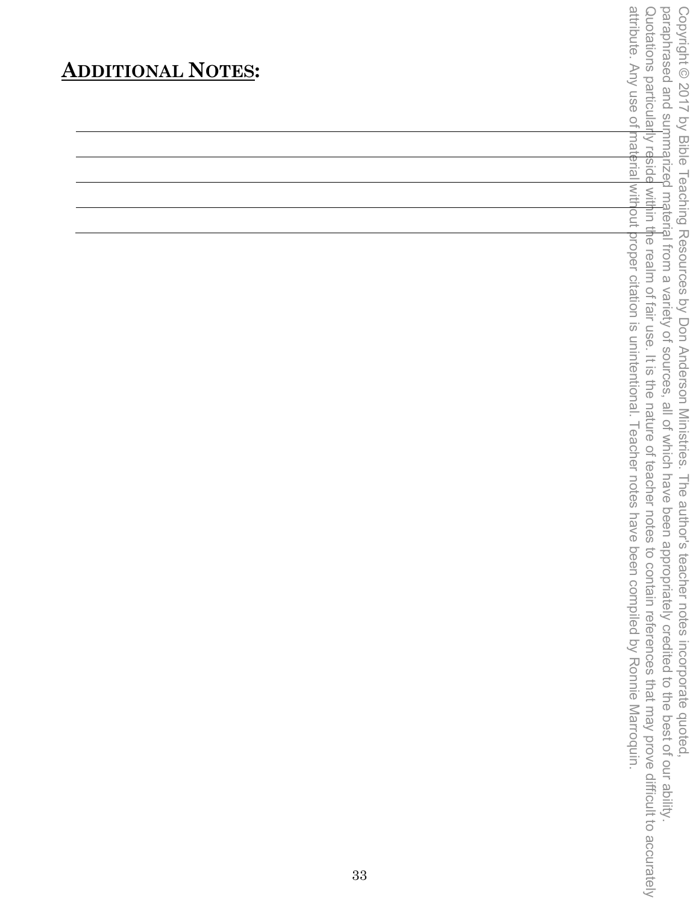## ADDITIONAL NOTES:

Copyright © 2017 by Bible Teaching Resources by Don Anderson Ministries. The author's teacher notes incorporate quoted, paraphrased and summarized material from a variety of sources, all of which have been appropriately credited to the best of our ability. Quotations particularly reside within the realm of fair use. It is the nature of teacher notes to contain references that may prove difficult to accurately attribute. Any use of material without proper citation is unintentional. Teacher notes have been compiled by Ronnie Marroquin.